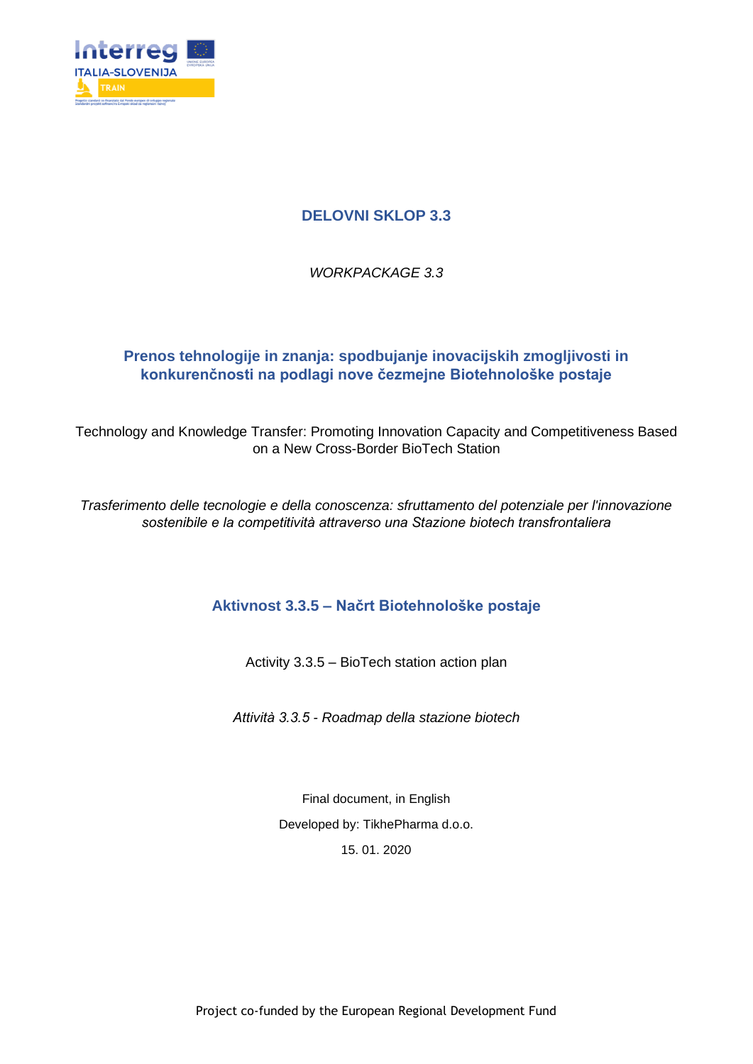## DELOVNI SKLOP 3.3

*WORKPACKAGE 3.3*

## Prenos tehnologije in znanja: spodbujanje inovacijskih zmogljivosti in konkurenčnosti na podlagi nove čezmejne Biotehnološke postaje

Technology and Knowledge Transfer: Promoting Innovation Capacity and Competitiveness Based on a New Cross-Border BioTech Station

*Trasferimento delle tecnologie e della conoscenza: sfruttamento del potenziale per l'innovazione sostenibile e la competitività attraverso una Stazione biotech transfrontaliera*

## Aktivnost 3.3.5 – Načrt Biotehnološke postaje

Activity 3.3.5 – BioTech station action plan

*Attività 3.3.5 - Roadmap della stazione biotech*

Final document, in English

Developed by: TikhePharma d.o.o.

15. 01. 2020

Project co-funded by the European Regional Development Fund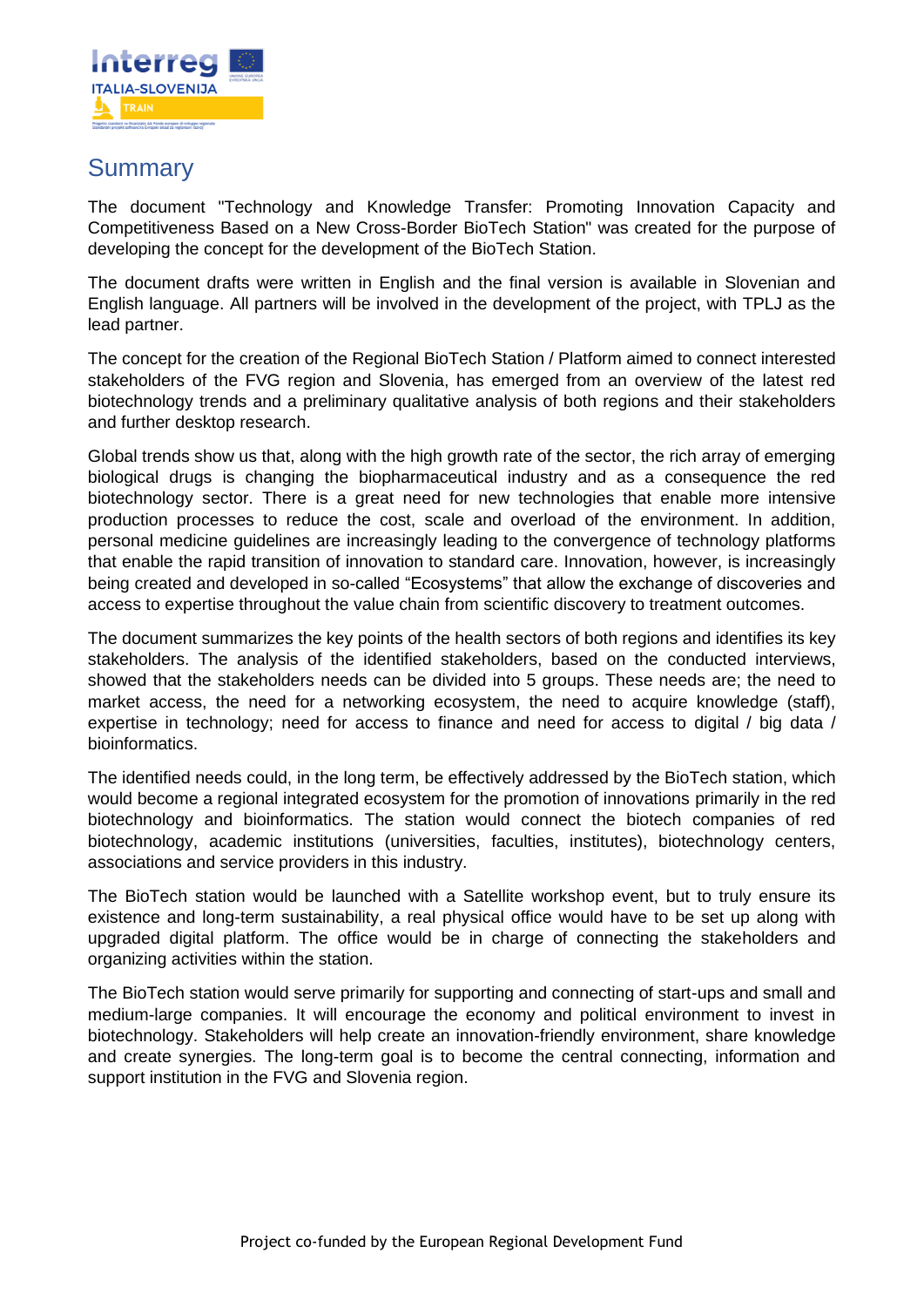## Summary

The document "Technology and Knowledge Transfer: Promoting Innovation Capacity and Competitiveness Based on a New Cross-Border BioTech Station" was created for the purpose of developing the concept for the development of the BioTech Station.

The document drafts were written in English and the final version is available in Slovenian and English language. All partners will be involved in the development of the project, with TPLJ as the lead partner.

The concept for the creation of the Regional BioTech Station / Platform aimed to connect interested stakeholders of the FVG region and Slovenia, has emerged from an overview of the latest red biotechnology trends and a preliminary qualitative analysis of both regions and their stakeholders and further desktop research.

Global trends show us that, along with the high growth rate of the sector, the rich array of emerging biological drugs is changing the biopharmaceutical industry and as a consequence the red biotechnology sector. There is a great need for new technologies that enable more intensive production processes to reduce the cost, scale and overload of the environment. In addition, personal medicine guidelines are increasingly leading to the convergence of technology platforms that enable the rapid transition of innovation to standard care. Innovation, however, is increasingly being created and developed in so-called "Ecosystems" that allow the exchange of discoveries and access to expertise throughout the value chain from scientific discovery to treatment outcomes.

The document summarizes the key points of the health sectors of both regions and identifies its key stakeholders. The analysis of the identified stakeholders, based on the conducted interviews, showed that the stakeholders needs can be divided into 5 groups. These needs are; the need to market access, the need for a networking ecosystem, the need to acquire knowledge (staff), expertise in technology; need for access to finance and need for access to digital / big data / bioinformatics.

The identified needs could, in the long term, be effectively addressed by the BioTech station, which would become a regional integrated ecosystem for the promotion of innovations primarily in the red biotechnology and bioinformatics. The station would connect the biotech companies of red biotechnology, academic institutions (universities, faculties, institutes), biotechnology centers, associations and service providers in this industry.

The BioTech station would be launched with a Satellite workshop event, but to truly ensure its existence and long-term sustainability, a real physical office would have to be set up along with upgraded digital platform. The office would be in charge of connecting the stakeholders and organizing activities within the station.

The BioTech station would serve primarily for supporting and connecting of start-ups and small and medium-large companies. It will encourage the economy and political environment to invest in biotechnology. Stakeholders will help create an innovation-friendly environment, share knowledge and create synergies. The long-term goal is to become the central connecting, information and support institution in the FVG and Slovenia region.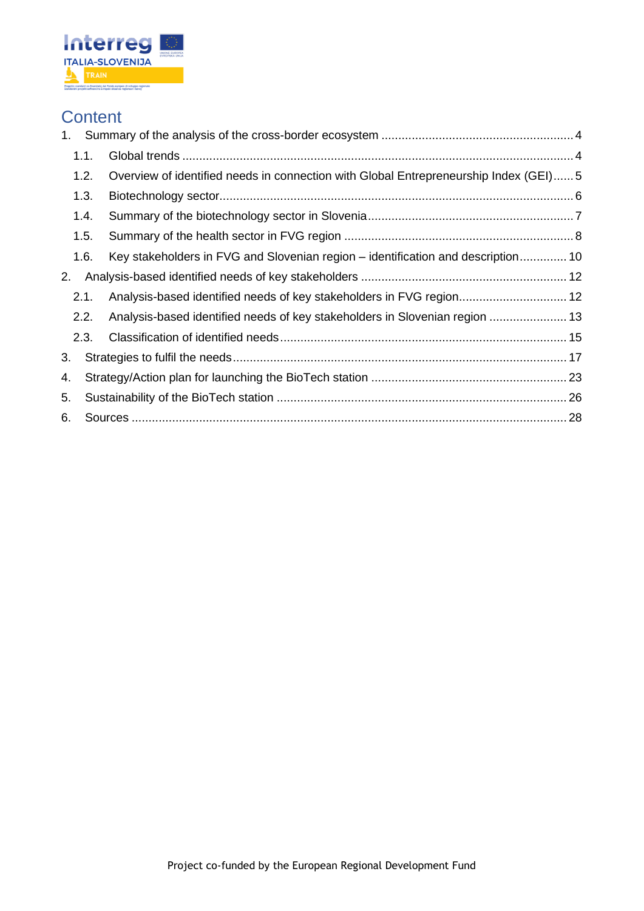# Content

1. Summary of the analysis of the cross-border ecosystem ........................................................ 4
   - 1.1. Global trends .................................................................................................................. 4
   - 1.2. Overview of identified needs in connection with Global Entrepreneurship Index (GEI) ...... 5
   - 1.3. Biotechnology sector....................................................................................................... 6
   - 1.4. Summary of the biotechnology sector in Slovenia ............................................................ 7
   - 1.5. Summary of the health sector in FVG region .................................................................... 8
   - 1.6. Key stakeholders in FVG and Slovenian region – identification and description .............. 10
2. Analysis-based identified needs of key stakeholders ............................................................ 12
   - 2.1. Analysis-based identified needs of key stakeholders in FVG region................................ 12
   - 2.2. Analysis-based identified needs of key stakeholders in Slovenian region ........................ 13
   - 2.3. Classification of identified needs .................................................................................... 15
3. Strategies to fulfil the needs.................................................................................................. 17
4. Strategy/Action plan for launching the BioTech station .......................................................... 23
5. Sustainability of the BioTech station ..................................................................................... 26
6. Sources ................................................................................................................................ 28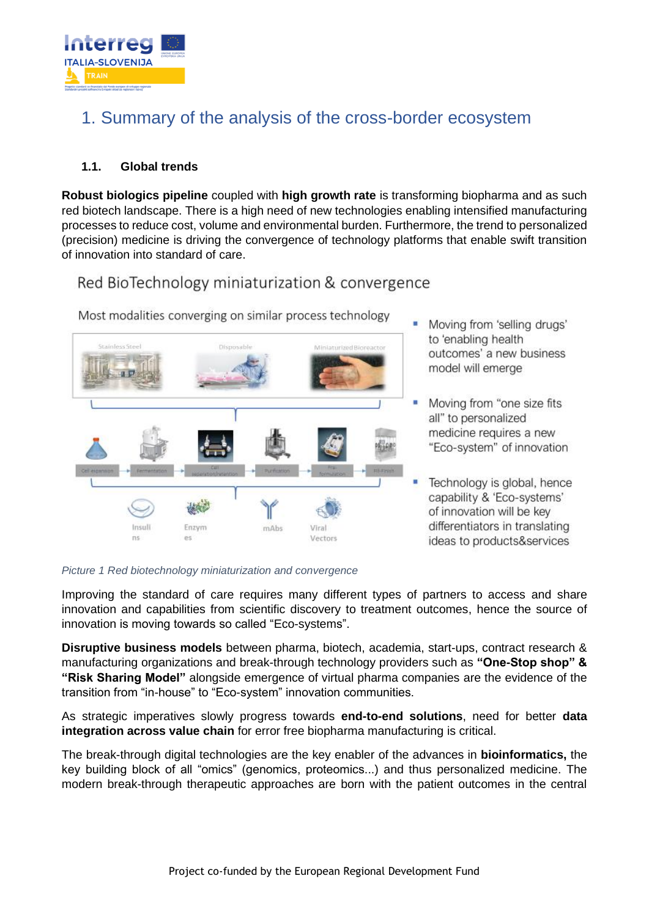# 1. Summary of the analysis of the cross-border ecosystem

## 1.1. Global trends

**Robust biologics pipeline** coupled with **high growth rate** is transforming biopharma and as such red biotech landscape. There is a high need of new technologies enabling intensified manufacturing processes to reduce cost, volume and environmental burden. Furthermore, the trend to personalized (precision) medicine is driving the convergence of technology platforms that enable swift transition of innovation into standard of care.

Red BioTechnology miniaturization & convergence

Most modalities converging on similar process technology

- Moving from 'selling drugs' to 'enabling health outcomes' a new business model will emerge
- Moving from "one size fits all" to personalized medicine requires a new "Eco-system" of innovation
- Technology is global, hence capability & 'Eco-systems' of innovation will be key differentiators in translating ideas to products&services

*Picture 1 Red biotechnology miniaturization and convergence*

Improving the standard of care requires many different types of partners to access and share innovation and capabilities from scientific discovery to treatment outcomes, hence the source of innovation is moving towards so called "Eco-systems".

**Disruptive business models** between pharma, biotech, academia, start-ups, contract research & manufacturing organizations and break-through technology providers such as **"One-Stop shop" & "Risk Sharing Model"** alongside emergence of virtual pharma companies are the evidence of the transition from "in-house" to "Eco-system" innovation communities.

As strategic imperatives slowly progress towards **end-to-end solutions**, need for better **data integration across value chain** for error free biopharma manufacturing is critical.

The break-through digital technologies are the key enabler of the advances in **bioinformatics,** the key building block of all "omics" (genomics, proteomics...) and thus personalized medicine. The modern break-through therapeutic approaches are born with the patient outcomes in the central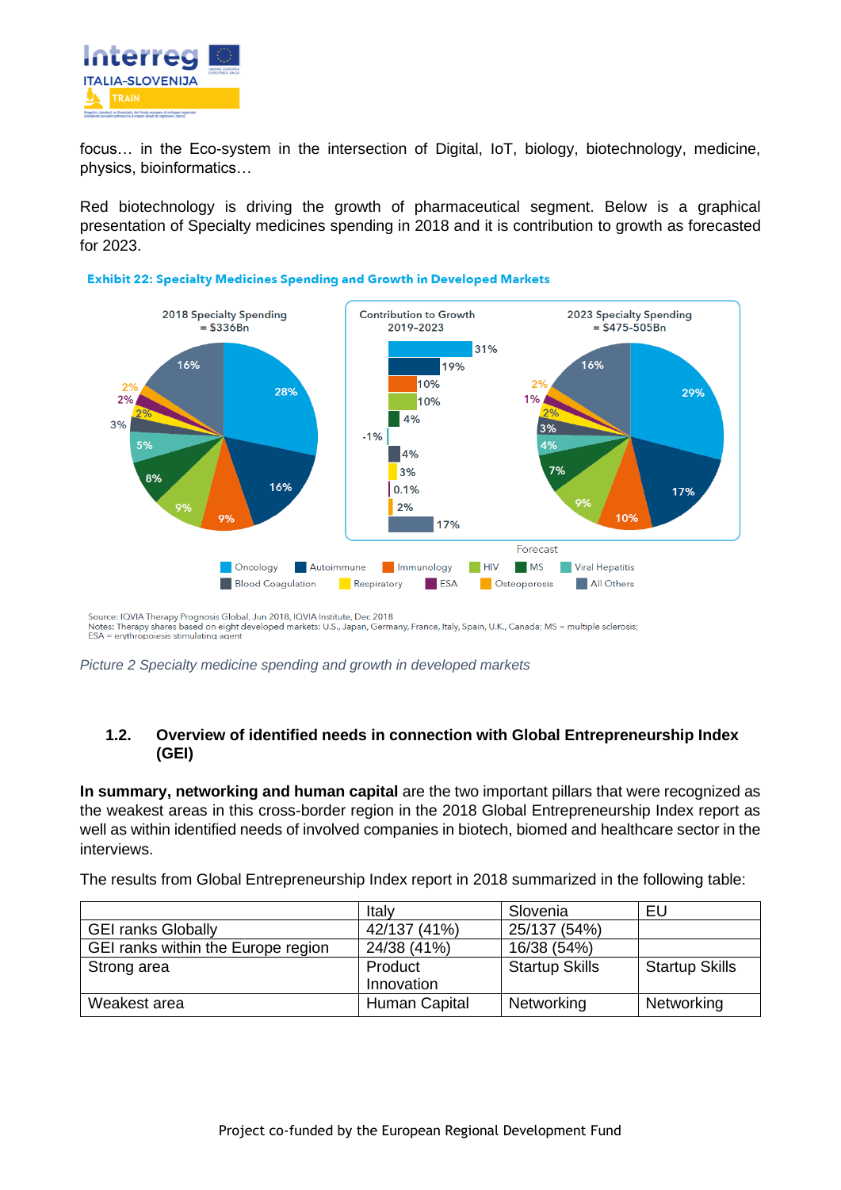focus… in the Eco-system in the intersection of Digital, IoT, biology, biotechnology, medicine, physics, bioinformatics…

Red biotechnology is driving the growth of pharmaceutical segment. Below is a graphical presentation of Specialty medicines spending in 2018 and it is contribution to growth as forecasted for 2023.

**Exhibit 22: Specialty Medicines Spending and Growth in Developed Markets**

Source: IQVIA Therapy Prognosis Global, Jun 2018, IQVIA Institute, Dec 2018
Notes: Therapy shares based on eight developed markets: U.S., Japan, Germany, France, Italy, Spain, U.K., Canada; MS = multiple sclerosis; ESA = erythropoiesis stimulating agent

*Picture 2 Specialty medicine spending and growth in developed markets*

### 1.2. Overview of identified needs in connection with Global Entrepreneurship Index (GEI)

**In summary, networking and human capital** are the two important pillars that were recognized as the weakest areas in this cross-border region in the 2018 Global Entrepreneurship Index report as well as within identified needs of involved companies in biotech, biomed and healthcare sector in the interviews.

The results from Global Entrepreneurship Index report in 2018 summarized in the following table:

| | Italy | Slovenia | EU |
|---|---|---|---|
| GEI ranks Globally | 42/137 (41%) | 25/137 (54%) | |
| GEI ranks within the Europe region | 24/38 (41%) | 16/38 (54%) | |
| Strong area | Product Innovation | Startup Skills | Startup Skills |
| Weakest area | Human Capital | Networking | Networking |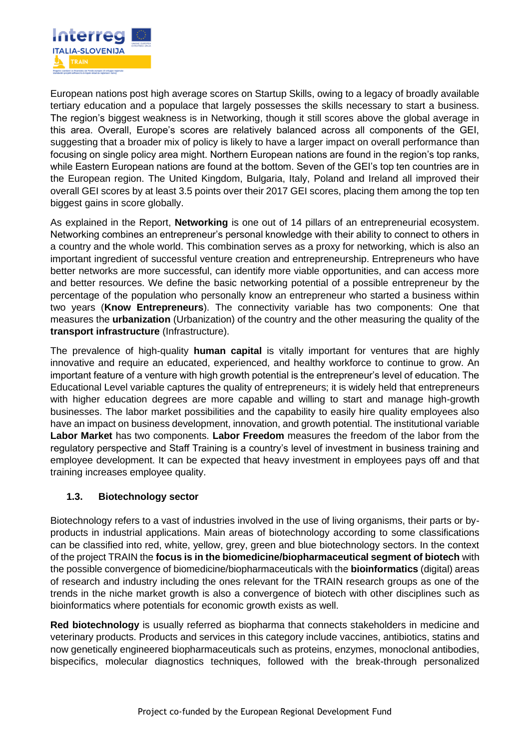European nations post high average scores on Startup Skills, owing to a legacy of broadly available tertiary education and a populace that largely possesses the skills necessary to start a business. The region's biggest weakness is in Networking, though it still scores above the global average in this area. Overall, Europe's scores are relatively balanced across all components of the GEI, suggesting that a broader mix of policy is likely to have a larger impact on overall performance than focusing on single policy area might. Northern European nations are found in the region's top ranks, while Eastern European nations are found at the bottom. Seven of the GEI's top ten countries are in the European region. The United Kingdom, Bulgaria, Italy, Poland and Ireland all improved their overall GEI scores by at least 3.5 points over their 2017 GEI scores, placing them among the top ten biggest gains in score globally.

As explained in the Report, **Networking** is one out of 14 pillars of an entrepreneurial ecosystem. Networking combines an entrepreneur's personal knowledge with their ability to connect to others in a country and the whole world. This combination serves as a proxy for networking, which is also an important ingredient of successful venture creation and entrepreneurship. Entrepreneurs who have better networks are more successful, can identify more viable opportunities, and can access more and better resources. We define the basic networking potential of a possible entrepreneur by the percentage of the population who personally know an entrepreneur who started a business within two years (**Know Entrepreneurs**). The connectivity variable has two components: One that measures the **urbanization** (Urbanization) of the country and the other measuring the quality of the **transport infrastructure** (Infrastructure).

The prevalence of high-quality **human capital** is vitally important for ventures that are highly innovative and require an educated, experienced, and healthy workforce to continue to grow. An important feature of a venture with high growth potential is the entrepreneur's level of education. The Educational Level variable captures the quality of entrepreneurs; it is widely held that entrepreneurs with higher education degrees are more capable and willing to start and manage high-growth businesses. The labor market possibilities and the capability to easily hire quality employees also have an impact on business development, innovation, and growth potential. The institutional variable **Labor Market** has two components. **Labor Freedom** measures the freedom of the labor from the regulatory perspective and Staff Training is a country's level of investment in business training and employee development. It can be expected that heavy investment in employees pays off and that training increases employee quality.

### 1.3. Biotechnology sector

Biotechnology refers to a vast of industries involved in the use of living organisms, their parts or by-products in industrial applications. Main areas of biotechnology according to some classifications can be classified into red, white, yellow, grey, green and blue biotechnology sectors. In the context of the project TRAIN the **focus is in the biomedicine/biopharmaceutical segment of biotech** with the possible convergence of biomedicine/biopharmaceuticals with the **bioinformatics** (digital) areas of research and industry including the ones relevant for the TRAIN research groups as one of the trends in the niche market growth is also a convergence of biotech with other disciplines such as bioinformatics where potentials for economic growth exists as well.

**Red biotechnology** is usually referred as biopharma that connects stakeholders in medicine and veterinary products. Products and services in this category include vaccines, antibiotics, statins and now genetically engineered biopharmaceuticals such as proteins, enzymes, monoclonal antibodies, bispecifics, molecular diagnostics techniques, followed with the break-through personalized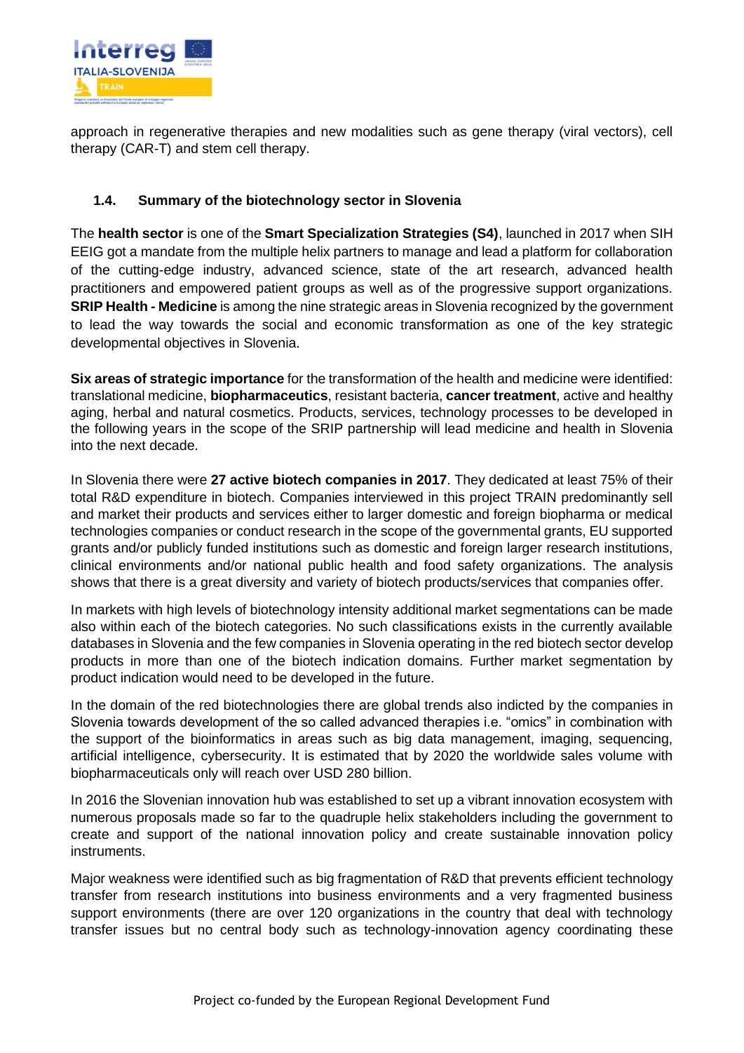approach in regenerative therapies and new modalities such as gene therapy (viral vectors), cell therapy (CAR-T) and stem cell therapy.

### 1.4. Summary of the biotechnology sector in Slovenia

The **health sector** is one of the **Smart Specialization Strategies (S4)**, launched in 2017 when SIH EEIG got a mandate from the multiple helix partners to manage and lead a platform for collaboration of the cutting-edge industry, advanced science, state of the art research, advanced health practitioners and empowered patient groups as well as of the progressive support organizations. **SRIP Health - Medicine** is among the nine strategic areas in Slovenia recognized by the government to lead the way towards the social and economic transformation as one of the key strategic developmental objectives in Slovenia.

**Six areas of strategic importance** for the transformation of the health and medicine were identified: translational medicine, **biopharmaceutics**, resistant bacteria, **cancer treatment**, active and healthy aging, herbal and natural cosmetics. Products, services, technology processes to be developed in the following years in the scope of the SRIP partnership will lead medicine and health in Slovenia into the next decade.

In Slovenia there were **27 active biotech companies in 2017**. They dedicated at least 75% of their total R&D expenditure in biotech. Companies interviewed in this project TRAIN predominantly sell and market their products and services either to larger domestic and foreign biopharma or medical technologies companies or conduct research in the scope of the governmental grants, EU supported grants and/or publicly funded institutions such as domestic and foreign larger research institutions, clinical environments and/or national public health and food safety organizations. The analysis shows that there is a great diversity and variety of biotech products/services that companies offer.

In markets with high levels of biotechnology intensity additional market segmentations can be made also within each of the biotech categories. No such classifications exists in the currently available databases in Slovenia and the few companies in Slovenia operating in the red biotech sector develop products in more than one of the biotech indication domains. Further market segmentation by product indication would need to be developed in the future.

In the domain of the red biotechnologies there are global trends also indicted by the companies in Slovenia towards development of the so called advanced therapies i.e. “omics” in combination with the support of the bioinformatics in areas such as big data management, imaging, sequencing, artificial intelligence, cybersecurity. It is estimated that by 2020 the worldwide sales volume with biopharmaceuticals only will reach over USD 280 billion.

In 2016 the Slovenian innovation hub was established to set up a vibrant innovation ecosystem with numerous proposals made so far to the quadruple helix stakeholders including the government to create and support of the national innovation policy and create sustainable innovation policy instruments.

Major weakness were identified such as big fragmentation of R&D that prevents efficient technology transfer from research institutions into business environments and a very fragmented business support environments (there are over 120 organizations in the country that deal with technology transfer issues but no central body such as technology-innovation agency coordinating these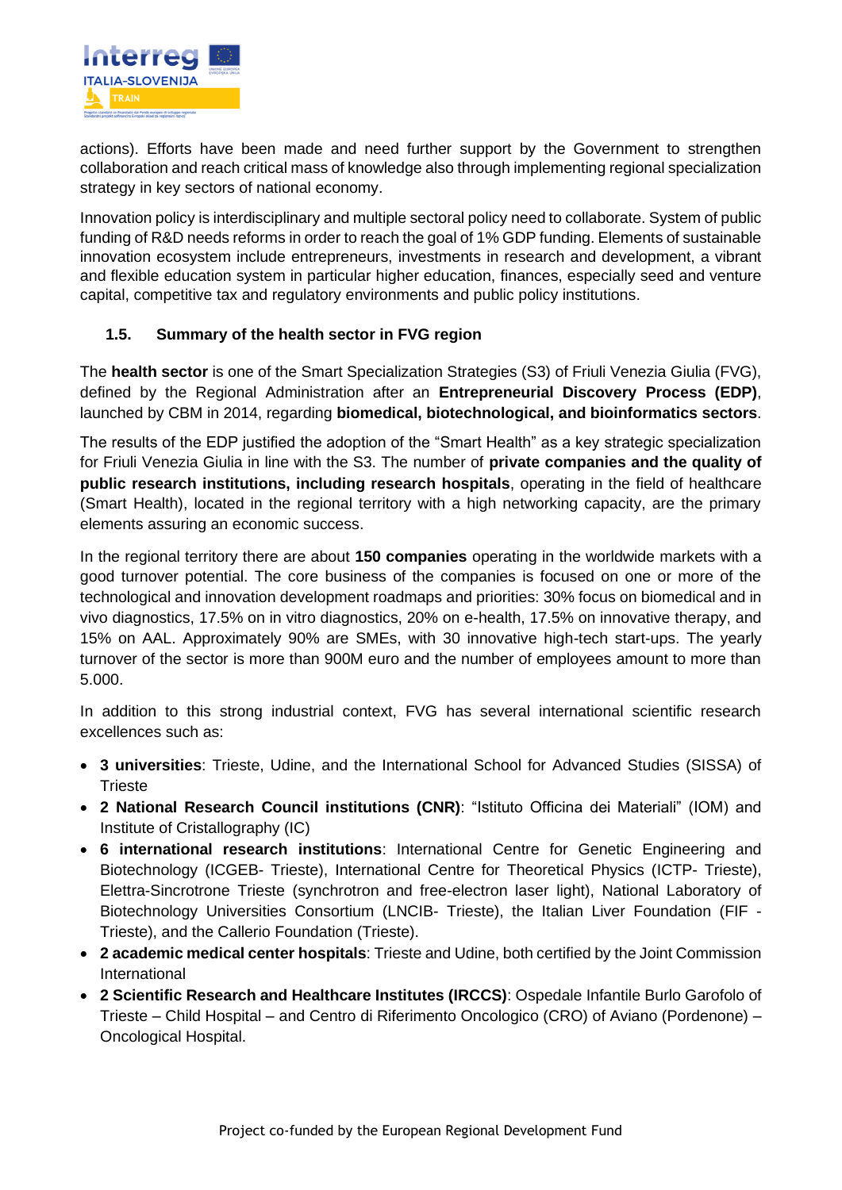actions). Efforts have been made and need further support by the Government to strengthen collaboration and reach critical mass of knowledge also through implementing regional specialization strategy in key sectors of national economy.

Innovation policy is interdisciplinary and multiple sectoral policy need to collaborate. System of public funding of R&D needs reforms in order to reach the goal of 1% GDP funding. Elements of sustainable innovation ecosystem include entrepreneurs, investments in research and development, a vibrant and flexible education system in particular higher education, finances, especially seed and venture capital, competitive tax and regulatory environments and public policy institutions.

### 1.5. Summary of the health sector in FVG region

The **health sector** is one of the Smart Specialization Strategies (S3) of Friuli Venezia Giulia (FVG), defined by the Regional Administration after an **Entrepreneurial Discovery Process (EDP)**, launched by CBM in 2014, regarding **biomedical, biotechnological, and bioinformatics sectors**.

The results of the EDP justified the adoption of the "Smart Health" as a key strategic specialization for Friuli Venezia Giulia in line with the S3. The number of **private companies and the quality of public research institutions, including research hospitals**, operating in the field of healthcare (Smart Health), located in the regional territory with a high networking capacity, are the primary elements assuring an economic success.

In the regional territory there are about **150 companies** operating in the worldwide markets with a good turnover potential. The core business of the companies is focused on one or more of the technological and innovation development roadmaps and priorities: 30% focus on biomedical and in vivo diagnostics, 17.5% on in vitro diagnostics, 20% on e-health, 17.5% on innovative therapy, and 15% on AAL. Approximately 90% are SMEs, with 30 innovative high-tech start-ups. The yearly turnover of the sector is more than 900M euro and the number of employees amount to more than 5.000.

In addition to this strong industrial context, FVG has several international scientific research excellences such as:

- **3 universities**: Trieste, Udine, and the International School for Advanced Studies (SISSA) of Trieste
- **2 National Research Council institutions (CNR)**: "Istituto Officina dei Materiali" (IOM) and Institute of Cristallography (IC)
- **6 international research institutions**: International Centre for Genetic Engineering and Biotechnology (ICGEB- Trieste), International Centre for Theoretical Physics (ICTP- Trieste), Elettra-Sincrotrone Trieste (synchrotron and free-electron laser light), National Laboratory of Biotechnology Universities Consortium (LNCIB- Trieste), the Italian Liver Foundation (FIF - Trieste), and the Callerio Foundation (Trieste).
- **2 academic medical center hospitals**: Trieste and Udine, both certified by the Joint Commission International
- **2 Scientific Research and Healthcare Institutes (IRCCS)**: Ospedale Infantile Burlo Garofolo of Trieste – Child Hospital – and Centro di Riferimento Oncologico (CRO) of Aviano (Pordenone) – Oncological Hospital.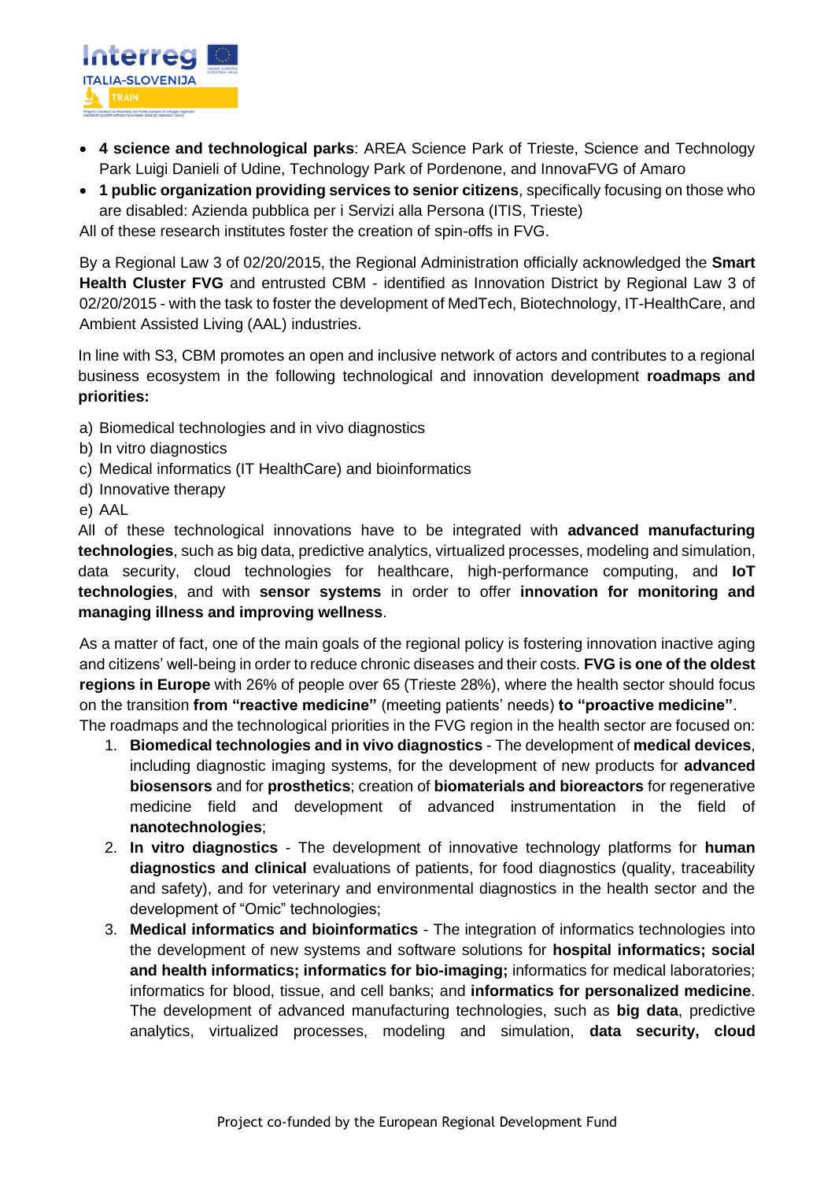- **4 science and technological parks**: AREA Science Park of Trieste, Science and Technology Park Luigi Danieli of Udine, Technology Park of Pordenone, and InnovaFVG of Amaro
- **1 public organization providing services to senior citizens**, specifically focusing on those who are disabled: Azienda pubblica per i Servizi alla Persona (ITIS, Trieste)

All of these research institutes foster the creation of spin-offs in FVG.

By a Regional Law 3 of 02/20/2015, the Regional Administration officially acknowledged the **Smart Health Cluster FVG** and entrusted CBM - identified as Innovation District by Regional Law 3 of 02/20/2015 - with the task to foster the development of MedTech, Biotechnology, IT-HealthCare, and Ambient Assisted Living (AAL) industries.

In line with S3, CBM promotes an open and inclusive network of actors and contributes to a regional business ecosystem in the following technological and innovation development **roadmaps and priorities:**

a) Biomedical technologies and in vivo diagnostics
b) In vitro diagnostics
c) Medical informatics (IT HealthCare) and bioinformatics
d) Innovative therapy
e) AAL

All of these technological innovations have to be integrated with **advanced manufacturing technologies**, such as big data, predictive analytics, virtualized processes, modeling and simulation, data security, cloud technologies for healthcare, high-performance computing, and **IoT technologies**, and with **sensor systems** in order to offer **innovation for monitoring and managing illness and improving wellness**.

As a matter of fact, one of the main goals of the regional policy is fostering innovation inactive aging and citizens' well-being in order to reduce chronic diseases and their costs. **FVG is one of the oldest regions in Europe** with 26% of people over 65 (Trieste 28%), where the health sector should focus on the transition **from "reactive medicine"** (meeting patients' needs) **to "proactive medicine"**.
The roadmaps and the technological priorities in the FVG region in the health sector are focused on:

1. **Biomedical technologies and in vivo diagnostics** - The development of **medical devices**, including diagnostic imaging systems, for the development of new products for **advanced biosensors** and for **prosthetics**; creation of **biomaterials and bioreactors** for regenerative medicine field and development of advanced instrumentation in the field of **nanotechnologies**;
2. **In vitro diagnostics** - The development of innovative technology platforms for **human diagnostics and clinical** evaluations of patients, for food diagnostics (quality, traceability and safety), and for veterinary and environmental diagnostics in the health sector and the development of "Omic" technologies;
3. **Medical informatics and bioinformatics** - The integration of informatics technologies into the development of new systems and software solutions for **hospital informatics; social and health informatics; informatics for bio-imaging;** informatics for medical laboratories; informatics for blood, tissue, and cell banks; and **informatics for personalized medicine**. The development of advanced manufacturing technologies, such as **big data**, predictive analytics, virtualized processes, modeling and simulation, **data security, cloud**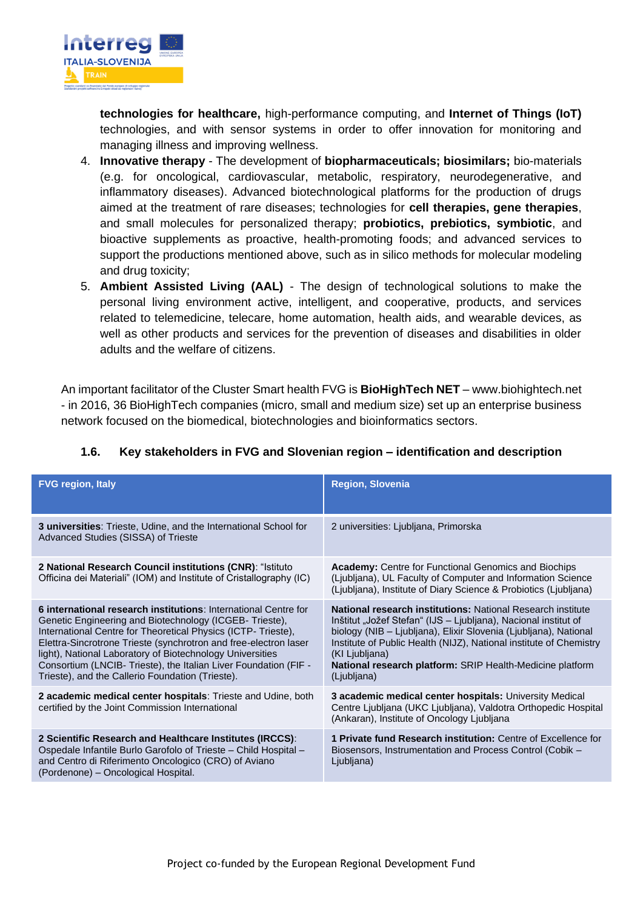technologies for healthcare, high-performance computing, and **Internet of Things (IoT)** technologies, and with sensor systems in order to offer innovation for monitoring and managing illness and improving wellness.

4. **Innovative therapy** - The development of **biopharmaceuticals; biosimilars;** bio-materials (e.g. for oncological, cardiovascular, metabolic, respiratory, neurodegenerative, and inflammatory diseases). Advanced biotechnological platforms for the production of drugs aimed at the treatment of rare diseases; technologies for **cell therapies, gene therapies**, and small molecules for personalized therapy; **probiotics, prebiotics, symbiotic**, and bioactive supplements as proactive, health-promoting foods; and advanced services to support the productions mentioned above, such as in silico methods for molecular modeling and drug toxicity;
5. **Ambient Assisted Living (AAL)** - The design of technological solutions to make the personal living environment active, intelligent, and cooperative, products, and services related to telemedicine, telecare, home automation, health aids, and wearable devices, as well as other products and services for the prevention of diseases and disabilities in older adults and the welfare of citizens.

An important facilitator of the Cluster Smart health FVG is **BioHighTech NET** – www.biohightech.net - in 2016, 36 BioHighTech companies (micro, small and medium size) set up an enterprise business network focused on the biomedical, biotechnologies and bioinformatics sectors.

### 1.6. Key stakeholders in FVG and Slovenian region – identification and description

| FVG region, Italy | Region, Slovenia |
|---|---|
| **3 universities**: Trieste, Udine, and the International School for Advanced Studies (SISSA) of Trieste | 2 universities: Ljubljana, Primorska |
| **2 National Research Council institutions (CNR)**: "Istituto Officina dei Materiali" (IOM) and Institute of Cristallography (IC) | **Academy:** Centre for Functional Genomics and Biochips (Ljubljana), UL Faculty of Computer and Information Science (Ljubljana), Institute of Diary Science & Probiotics (Ljubljana) |
| **6 international research institutions**: International Centre for Genetic Engineering and Biotechnology (ICGEB- Trieste), International Centre for Theoretical Physics (ICTP- Trieste), Elettra-Sincrotrone Trieste (synchrotron and free-electron laser light), National Laboratory of Biotechnology Universities Consortium (LNCIB- Trieste), the Italian Liver Foundation (FIF - Trieste), and the Callerio Foundation (Trieste). | **National research institutions:** National Research institute Inštitut „Jožef Stefan" (IJS – Ljubljana), Nacional institut of biology (NIB – Ljubljana), Elixir Slovenia (Ljubljana), National Institute of Public Health (NIJZ), National institute of Chemistry (KI Ljubljana)<br>**National research platform:** SRIP Health-Medicine platform (Ljubljana) |
| **2 academic medical center hospitals**: Trieste and Udine, both certified by the Joint Commission International | **3 academic medical center hospitals:** University Medical Centre Ljubljana (UKC Ljubljana), Valdotra Orthopedic Hospital (Ankaran), Institute of Oncology Ljubljana |
| **2 Scientific Research and Healthcare Institutes (IRCCS)**: Ospedale Infantile Burlo Garofolo of Trieste – Child Hospital – and Centro di Riferimento Oncologico (CRO) of Aviano (Pordenone) – Oncological Hospital. | **1 Private fund Research institution:** Centre of Excellence for Biosensors, Instrumentation and Process Control (Cobik – Ljubljana) |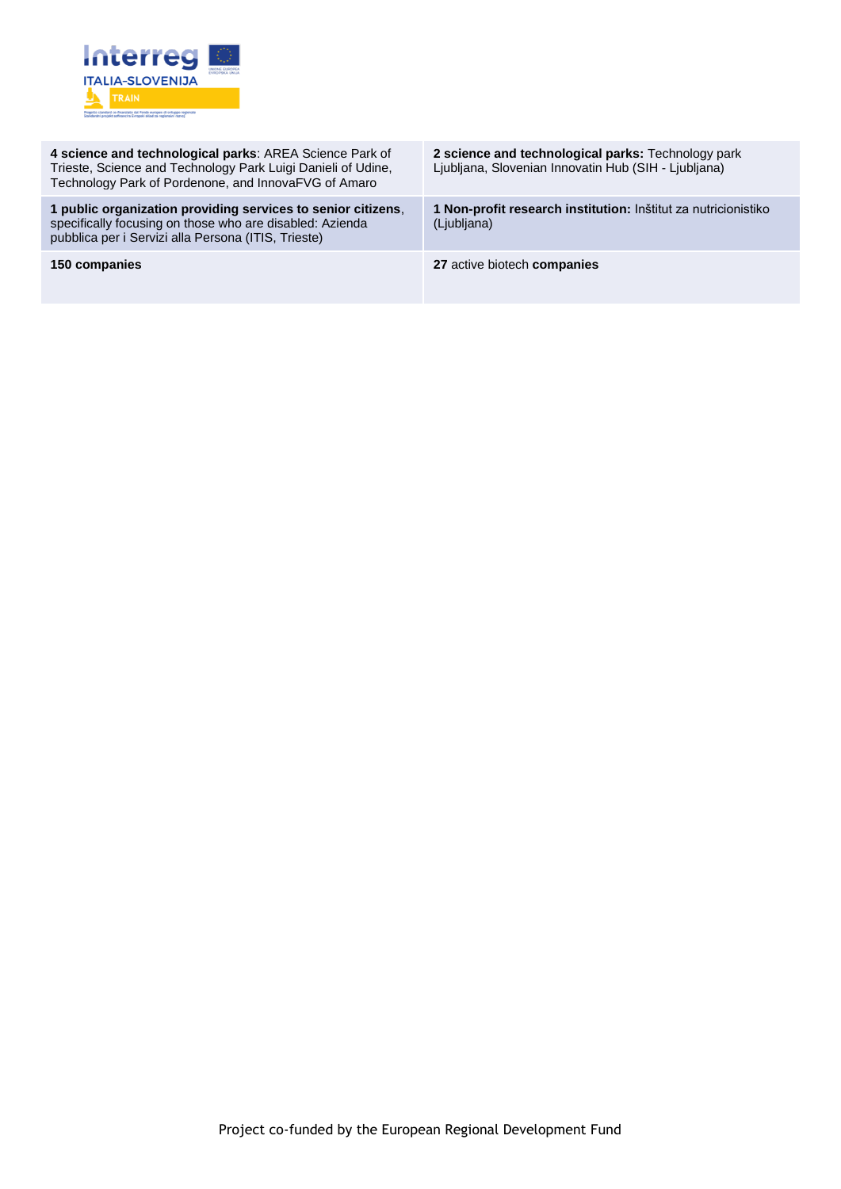| | |
|---|---|
| **4 science and technological parks**: AREA Science Park of Trieste, Science and Technology Park Luigi Danieli of Udine, Technology Park of Pordenone, and InnovaFVG of Amaro | **2 science and technological parks:** Technology park Ljubljana, Slovenian Innovatin Hub (SIH - Ljubljana) |
| **1 public organization providing services to senior citizens**, specifically focusing on those who are disabled: Azienda pubblica per i Servizi alla Persona (ITIS, Trieste) | **1 Non-profit research institution:** Inštitut za nutricionistiko (Ljubljana) |
| **150 companies** | **27** active biotech **companies** |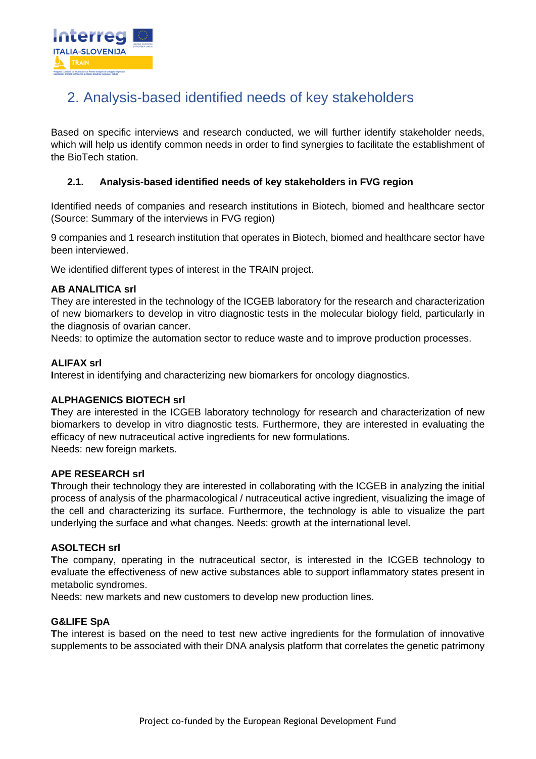## 2. Analysis-based identified needs of key stakeholders

Based on specific interviews and research conducted, we will further identify stakeholder needs, which will help us identify common needs in order to find synergies to facilitate the establishment of the BioTech station.

### 2.1. Analysis-based identified needs of key stakeholders in FVG region

Identified needs of companies and research institutions in Biotech, biomed and healthcare sector (Source: Summary of the interviews in FVG region)

9 companies and 1 research institution that operates in Biotech, biomed and healthcare sector have been interviewed.

We identified different types of interest in the TRAIN project.

**AB ANALITICA srl**
They are interested in the technology of the ICGEB laboratory for the research and characterization of new biomarkers to develop in vitro diagnostic tests in the molecular biology field, particularly in the diagnosis of ovarian cancer.
Needs: to optimize the automation sector to reduce waste and to improve production processes.

**ALIFAX srl**
**I**nterest in identifying and characterizing new biomarkers for oncology diagnostics.

**ALPHAGENICS BIOTECH srl**
**T**hey are interested in the ICGEB laboratory technology for research and characterization of new biomarkers to develop in vitro diagnostic tests. Furthermore, they are interested in evaluating the efficacy of new nutraceutical active ingredients for new formulations.
Needs: new foreign markets.

**APE RESEARCH srl**
**T**hrough their technology they are interested in collaborating with the ICGEB in analyzing the initial process of analysis of the pharmacological / nutraceutical active ingredient, visualizing the image of the cell and characterizing its surface. Furthermore, the technology is able to visualize the part underlying the surface and what changes. Needs: growth at the international level.

**ASOLTECH srl**
**T**he company, operating in the nutraceutical sector, is interested in the ICGEB technology to evaluate the effectiveness of new active substances able to support inflammatory states present in metabolic syndromes.
Needs: new markets and new customers to develop new production lines.

**G&LIFE SpA**
**T**he interest is based on the need to test new active ingredients for the formulation of innovative supplements to be associated with their DNA analysis platform that correlates the genetic patrimony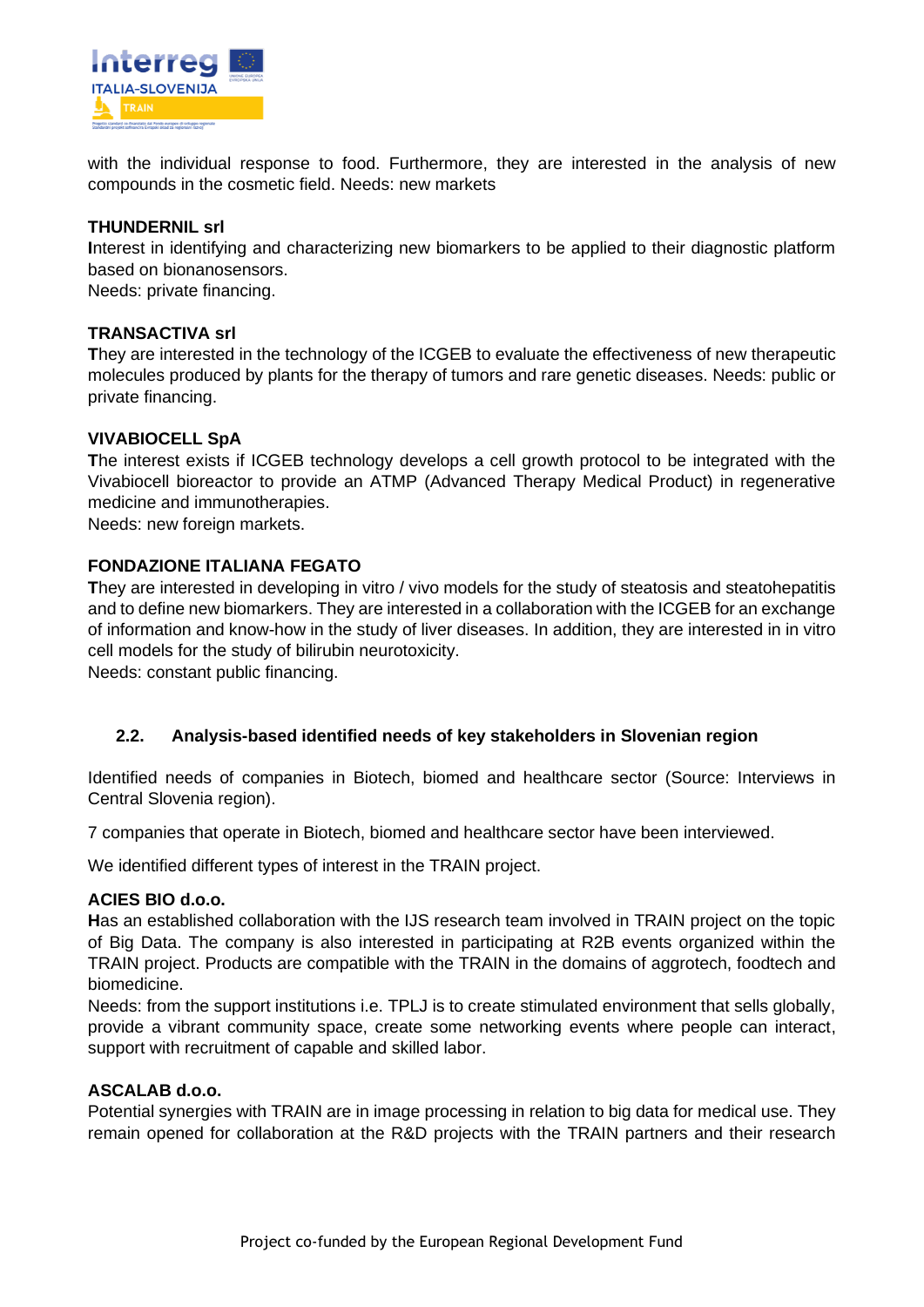with the individual response to food. Furthermore, they are interested in the analysis of new compounds in the cosmetic field. Needs: new markets

**THUNDERNIL srl**

**I**nterest in identifying and characterizing new biomarkers to be applied to their diagnostic platform based on bionanosensors.
Needs: private financing.

**TRANSACTIVA srl**

**T**hey are interested in the technology of the ICGEB to evaluate the effectiveness of new therapeutic molecules produced by plants for the therapy of tumors and rare genetic diseases. Needs: public or private financing.

**VIVABIOCELL SpA**

**T**he interest exists if ICGEB technology develops a cell growth protocol to be integrated with the Vivabiocell bioreactor to provide an ATMP (Advanced Therapy Medical Product) in regenerative medicine and immunotherapies.
Needs: new foreign markets.

**FONDAZIONE ITALIANA FEGATO**

**T**hey are interested in developing in vitro / vivo models for the study of steatosis and steatohepatitis and to define new biomarkers. They are interested in a collaboration with the ICGEB for an exchange of information and know-how in the study of liver diseases. In addition, they are interested in in vitro cell models for the study of bilirubin neurotoxicity.
Needs: constant public financing.

### 2.2. Analysis-based identified needs of key stakeholders in Slovenian region

Identified needs of companies in Biotech, biomed and healthcare sector (Source: Interviews in Central Slovenia region).

7 companies that operate in Biotech, biomed and healthcare sector have been interviewed.

We identified different types of interest in the TRAIN project.

**ACIES BIO d.o.o.**

**H**as an established collaboration with the IJS research team involved in TRAIN project on the topic of Big Data. The company is also interested in participating at R2B events organized within the TRAIN project. Products are compatible with the TRAIN in the domains of aggrotech, foodtech and biomedicine.
Needs: from the support institutions i.e. TPLJ is to create stimulated environment that sells globally, provide a vibrant community space, create some networking events where people can interact, support with recruitment of capable and skilled labor.

**ASCALAB d.o.o.**

Potential synergies with TRAIN are in image processing in relation to big data for medical use. They remain opened for collaboration at the R&D projects with the TRAIN partners and their research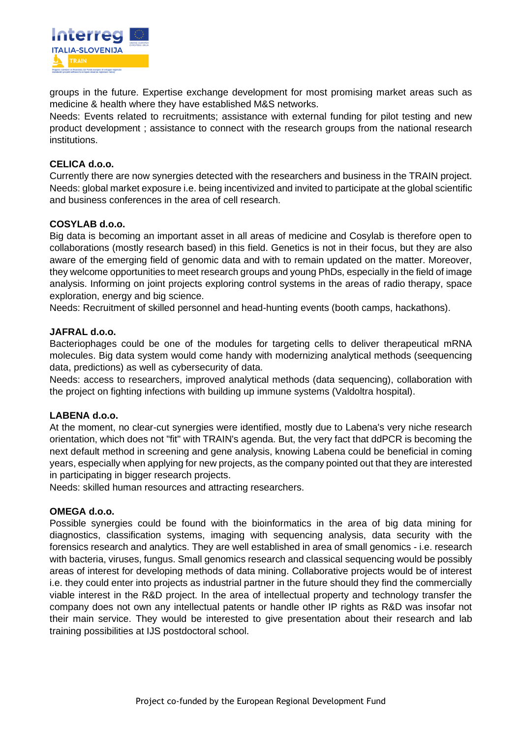groups in the future. Expertise exchange development for most promising market areas such as medicine & health where they have established M&S networks.
Needs: Events related to recruitments; assistance with external funding for pilot testing and new product development ; assistance to connect with the research groups from the national research institutions.

**CELICA d.o.o.**
Currently there are now synergies detected with the researchers and business in the TRAIN project.
Needs: global market exposure i.e. being incentivized and invited to participate at the global scientific and business conferences in the area of cell research.

**COSYLAB d.o.o.**
Big data is becoming an important asset in all areas of medicine and Cosylab is therefore open to collaborations (mostly research based) in this field. Genetics is not in their focus, but they are also aware of the emerging field of genomic data and with to remain updated on the matter. Moreover, they welcome opportunities to meet research groups and young PhDs, especially in the field of image analysis. Informing on joint projects exploring control systems in the areas of radio therapy, space exploration, energy and big science.
Needs: Recruitment of skilled personnel and head-hunting events (booth camps, hackathons).

**JAFRAL d.o.o.**
Bacteriophages could be one of the modules for targeting cells to deliver therapeutical mRNA molecules. Big data system would come handy with modernizing analytical methods (seequencing data, predictions) as well as cybersecurity of data.
Needs: access to researchers, improved analytical methods (data sequencing), collaboration with the project on fighting infections with building up immune systems (Valdoltra hospital).

**LABENA d.o.o.**
At the moment, no clear-cut synergies were identified, mostly due to Labena's very niche research orientation, which does not "fit" with TRAIN's agenda. But, the very fact that ddPCR is becoming the next default method in screening and gene analysis, knowing Labena could be beneficial in coming years, especially when applying for new projects, as the company pointed out that they are interested in participating in bigger research projects.
Needs: skilled human resources and attracting researchers.

**OMEGA d.o.o.**
Possible synergies could be found with the bioinformatics in the area of big data mining for diagnostics, classification systems, imaging with sequencing analysis, data security with the forensics research and analytics. They are well established in area of small genomics - i.e. research with bacteria, viruses, fungus. Small genomics research and classical sequencing would be possibly areas of interest for developing methods of data mining. Collaborative projects would be of interest i.e. they could enter into projects as industrial partner in the future should they find the commercially viable interest in the R&D project. In the area of intellectual property and technology transfer the company does not own any intellectual patents or handle other IP rights as R&D was insofar not their main service. They would be interested to give presentation about their research and lab training possibilities at IJS postdoctoral school.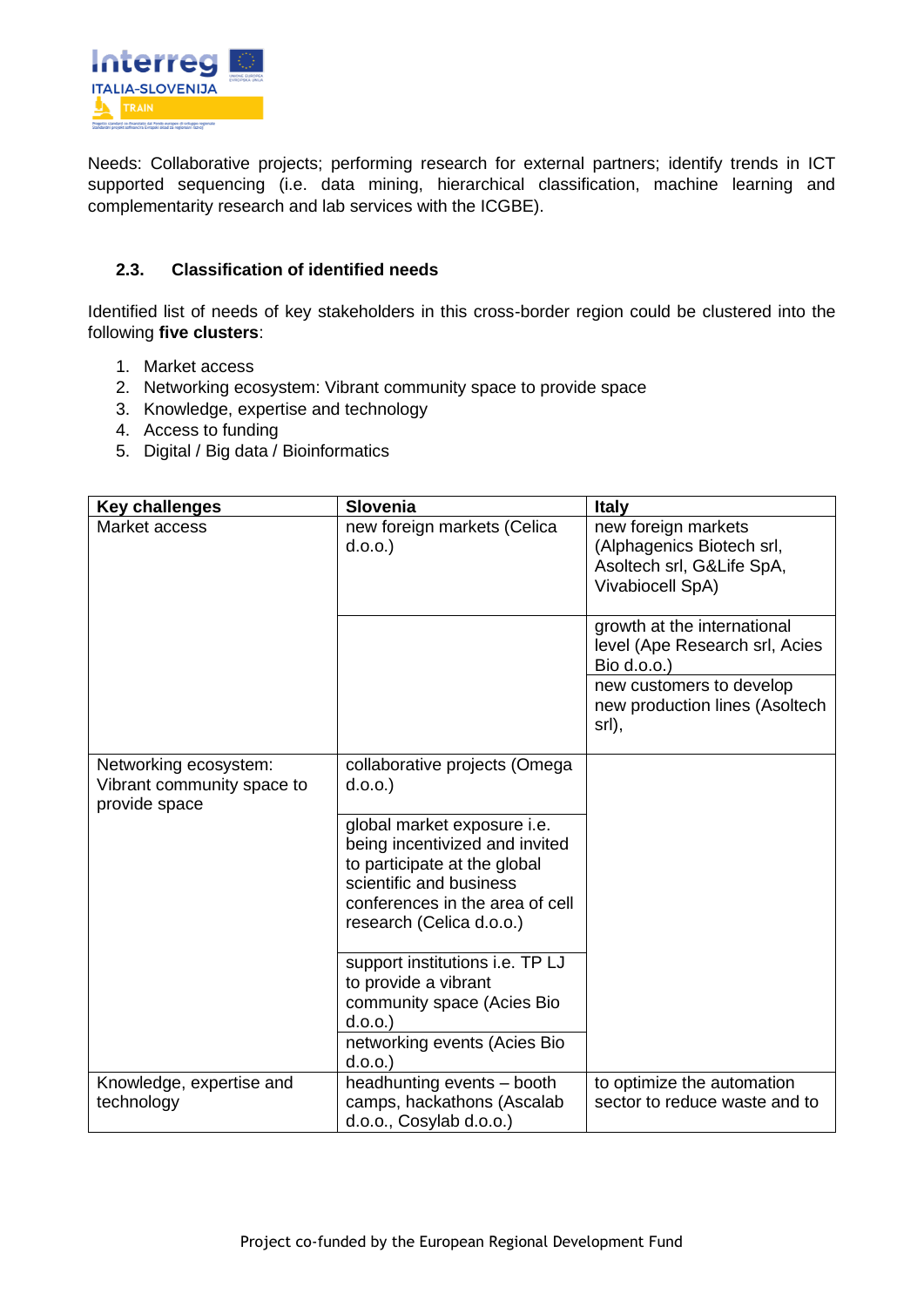Needs: Collaborative projects; performing research for external partners; identify trends in ICT supported sequencing (i.e. data mining, hierarchical classification, machine learning and complementarity research and lab services with the ICGBE).

### 2.3. Classification of identified needs

Identified list of needs of key stakeholders in this cross-border region could be clustered into the following **five clusters**:

1. Market access
2. Networking ecosystem: Vibrant community space to provide space
3. Knowledge, expertise and technology
4. Access to funding
5. Digital / Big data / Bioinformatics

| Key challenges | Slovenia | Italy |
|---|---|---|
| Market access | new foreign markets (Celica d.o.o.) | new foreign markets (Alphagenics Biotech srl, Asoltech srl, G&Life SpA, Vivabiocell SpA) |
| | | growth at the international level (Ape Research srl, Acies Bio d.o.o.) |
| | | new customers to develop new production lines (Asoltech srl), |
| Networking ecosystem: Vibrant community space to provide space | collaborative projects (Omega d.o.o.) | |
| | global market exposure i.e. being incentivized and invited to participate at the global scientific and business conferences in the area of cell research (Celica d.o.o.) | |
| | support institutions i.e. TP LJ to provide a vibrant community space (Acies Bio d.o.o.) | |
| | networking events (Acies Bio d.o.o.) | |
| Knowledge, expertise and technology | headhunting events – booth camps, hackathons (Ascalab d.o.o., Cosylab d.o.o.) | to optimize the automation sector to reduce waste and to |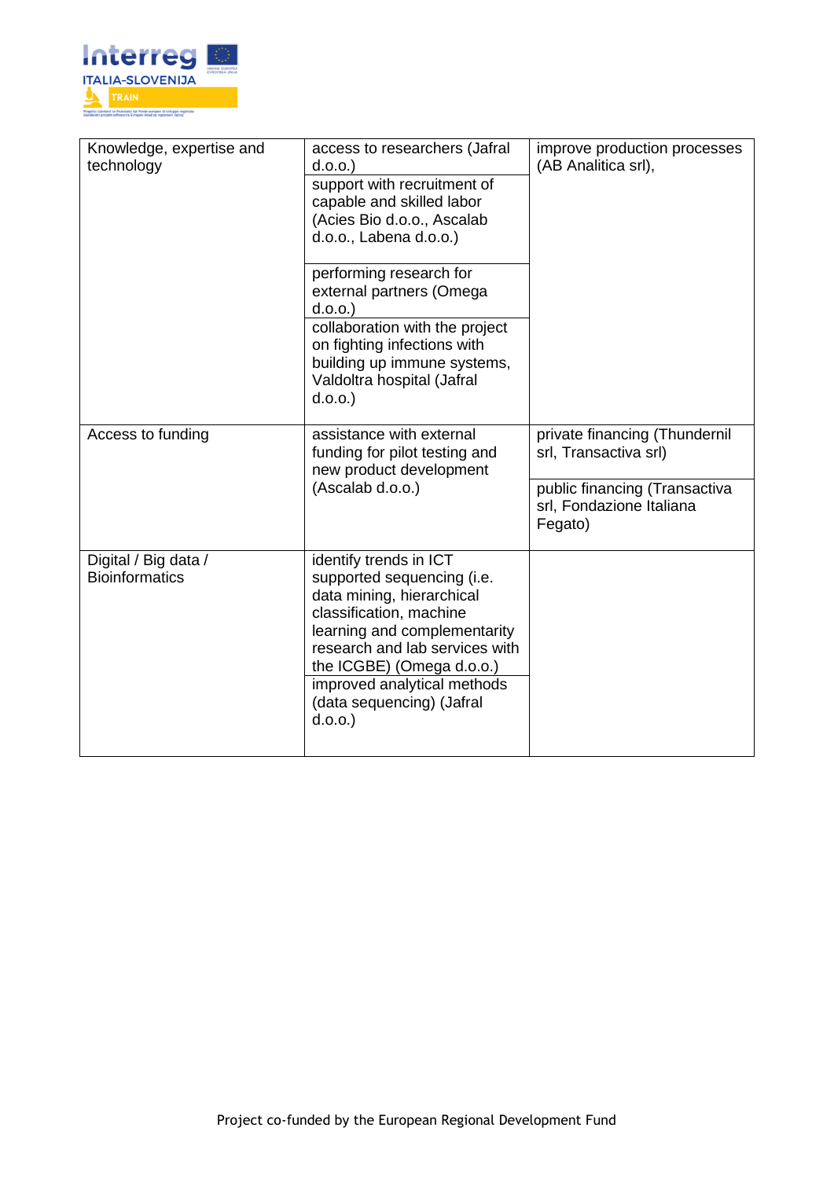| | | |
|---|---|---|
| Knowledge, expertise and technology | access to researchers (Jafral d.o.o.) | improve production processes (AB Analitica srl), |
| | support with recruitment of capable and skilled labor (Acies Bio d.o.o., Ascalab d.o.o., Labena d.o.o.) | |
| | performing research for external partners (Omega d.o.o.) | |
| | collaboration with the project on fighting infections with building up immune systems, Valdoltra hospital (Jafral d.o.o.) | |
| Access to funding | assistance with external funding for pilot testing and new product development (Ascalab d.o.o.) | private financing (Thundernil srl, Transactiva srl) |
| | | public financing (Transactiva srl, Fondazione Italiana Fegato) |
| Digital / Big data / Bioinformatics | identify trends in ICT supported sequencing (i.e. data mining, hierarchical classification, machine learning and complementarity research and lab services with the ICGBE) (Omega d.o.o.) | |
| | improved analytical methods (data sequencing) (Jafral d.o.o.) | |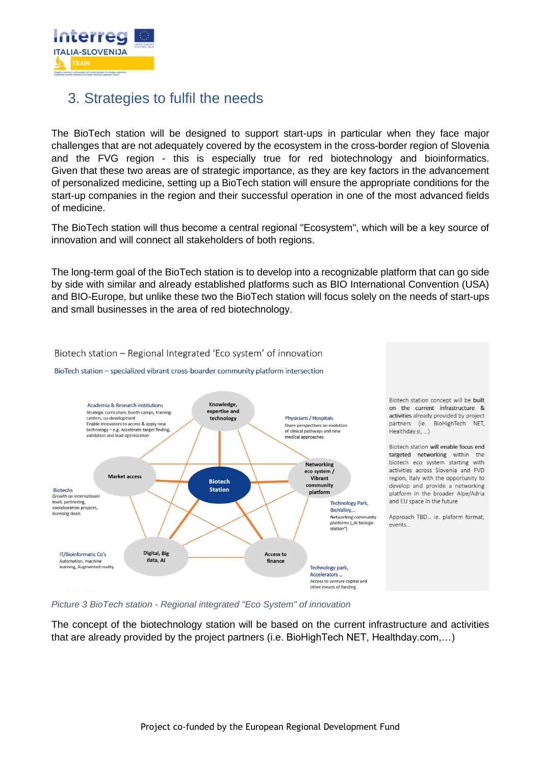## 3. Strategies to fulfil the needs

The BioTech station will be designed to support start-ups in particular when they face major challenges that are not adequately covered by the ecosystem in the cross-border region of Slovenia and the FVG region - this is especially true for red biotechnology and bioinformatics. Given that these two areas are of strategic importance, as they are key factors in the advancement of personalized medicine, setting up a BioTech station will ensure the appropriate conditions for the start-up companies in the region and their successful operation in one of the most advanced fields of medicine.

The BioTech station will thus become a central regional "Ecosystem", which will be a key source of innovation and will connect all stakeholders of both regions.

The long-term goal of the BioTech station is to develop into a recognizable platform that can go side by side with similar and already established platforms such as BIO International Convention (USA) and BIO-Europe, but unlike these two the BioTech station will focus solely on the needs of start-ups and small businesses in the area of red biotechnology.

Biotech station – Regional Integrated 'Eco system' of innovation

BioTech station – specialized vibrant cross-boarder community platform intersection

Academia & Research institutions
Strategic curriculum, booth camps, training-centers, co-development
Enable Innovators to access & apply new technology – e.g. Accelerate target finding, validation and lead optimization

Knowledge, expertise and technology

Physicians / Hospitals
Share perspectives on evolution of clinical pathways and new medical approaches

Market access

Biotech Station

Networking eco system / Vibrant community platform

Biotechs
Growth on internatioanl level, partnering, coolaboration projects, licensing deals

Technology Park, BioValley,...
Networking community platforms („AI biologic station")

IT/Bioinformatic Co's
Automation, machine learning, Augmented reality

Digital, Big data, AI

Access to finance

Technology park, Accelerators ...
Access to venture capital and other means of funding

Biotech station concept will be built on the current infrastructure & activities already provided by project partners (ie. BioHighTech NET, Healthday.si, ...)

Biotech station will enable focus end targeted networking within the biotech eco system starting with activities across Slovenia and FVD region, Italy with the opportunity to develop and provide a networking platform in the broader Alpe/Adria and EU space in the future

Approach TBD... ie. plaform format, events...

*Picture 3 BioTech station - Regional integrated "Eco System" of innovation*

The concept of the biotechnology station will be based on the current infrastructure and activities that are already provided by the project partners (i.e. BioHighTech NET, Healthday.com,…)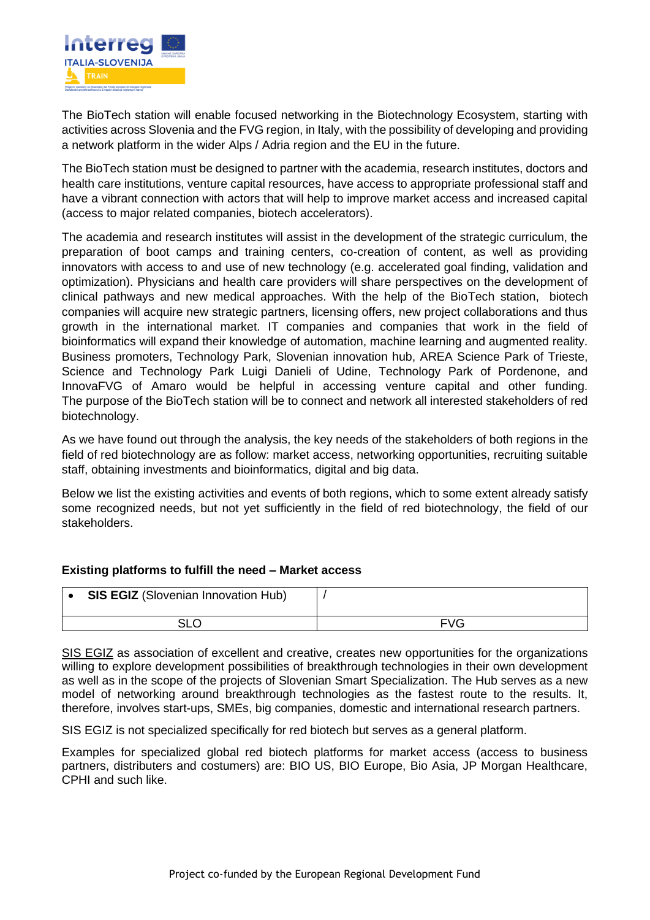The BioTech station will enable focused networking in the Biotechnology Ecosystem, starting with activities across Slovenia and the FVG region, in Italy, with the possibility of developing and providing a network platform in the wider Alps / Adria region and the EU in the future.

The BioTech station must be designed to partner with the academia, research institutes, doctors and health care institutions, venture capital resources, have access to appropriate professional staff and have a vibrant connection with actors that will help to improve market access and increased capital (access to major related companies, biotech accelerators).

The academia and research institutes will assist in the development of the strategic curriculum, the preparation of boot camps and training centers, co-creation of content, as well as providing innovators with access to and use of new technology (e.g. accelerated goal finding, validation and optimization). Physicians and health care providers will share perspectives on the development of clinical pathways and new medical approaches. With the help of the BioTech station, biotech companies will acquire new strategic partners, licensing offers, new project collaborations and thus growth in the international market. IT companies and companies that work in the field of bioinformatics will expand their knowledge of automation, machine learning and augmented reality. Business promoters, Technology Park, Slovenian innovation hub, AREA Science Park of Trieste, Science and Technology Park Luigi Danieli of Udine, Technology Park of Pordenone, and InnovaFVG of Amaro would be helpful in accessing venture capital and other funding. The purpose of the BioTech station will be to connect and network all interested stakeholders of red biotechnology.

As we have found out through the analysis, the key needs of the stakeholders of both regions in the field of red biotechnology are as follow: market access, networking opportunities, recruiting suitable staff, obtaining investments and bioinformatics, digital and big data.

Below we list the existing activities and events of both regions, which to some extent already satisfy some recognized needs, but not yet sufficiently in the field of red biotechnology, the field of our stakeholders.

**Existing platforms to fulfill the need – Market access**

| • **SIS EGIZ** (Slovenian Innovation Hub) | / |
|---|---|
| SLO | FVG |

SIS EGIZ as association of excellent and creative, creates new opportunities for the organizations willing to explore development possibilities of breakthrough technologies in their own development as well as in the scope of the projects of Slovenian Smart Specialization. The Hub serves as a new model of networking around breakthrough technologies as the fastest route to the results. It, therefore, involves start-ups, SMEs, big companies, domestic and international research partners.

SIS EGIZ is not specialized specifically for red biotech but serves as a general platform.

Examples for specialized global red biotech platforms for market access (access to business partners, distributers and costumers) are: BIO US, BIO Europe, Bio Asia, JP Morgan Healthcare, CPHI and such like.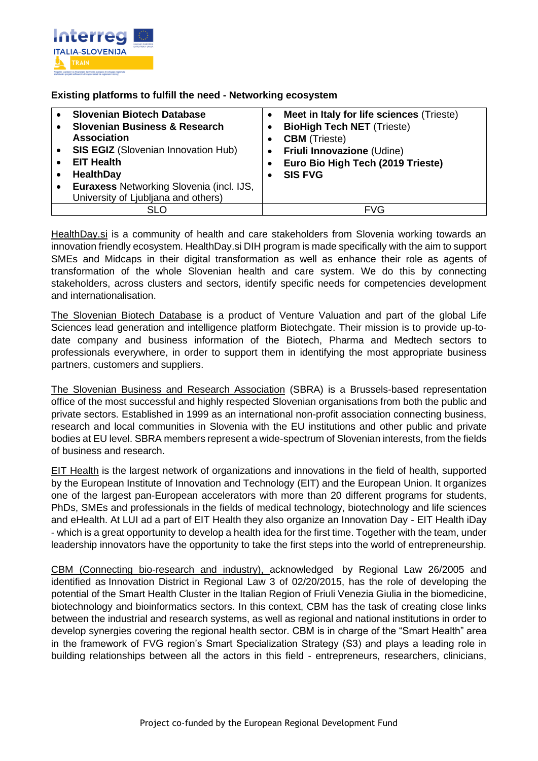**Existing platforms to fulfill the need - Networking ecosystem**

| SLO | FVG |
|---|---|
| • **Slovenian Biotech Database**<br>• **Slovenian Business & Research Association**<br>• **SIS EGIZ** (Slovenian Innovation Hub)<br>• **EIT Health**<br>• **HealthDay**<br>• **Euraxess** Networking Slovenia (incl. IJS, University of Ljubljana and others) | • **Meet in Italy for life sciences** (Trieste)<br>• **BioHigh Tech NET** (Trieste)<br>• **CBM** (Trieste)<br>• **Friuli Innovazione** (Udine)<br>• **Euro Bio High Tech (2019 Trieste)**<br>• **SIS FVG** |

HealthDay.si is a community of health and care stakeholders from Slovenia working towards an innovation friendly ecosystem. HealthDay.si DIH program is made specifically with the aim to support SMEs and Midcaps in their digital transformation as well as enhance their role as agents of transformation of the whole Slovenian health and care system. We do this by connecting stakeholders, across clusters and sectors, identify specific needs for competencies development and internationalisation.

The Slovenian Biotech Database is a product of Venture Valuation and part of the global Life Sciences lead generation and intelligence platform Biotechgate. Their mission is to provide up-to-date company and business information of the Biotech, Pharma and Medtech sectors to professionals everywhere, in order to support them in identifying the most appropriate business partners, customers and suppliers.

The Slovenian Business and Research Association (SBRA) is a Brussels-based representation office of the most successful and highly respected Slovenian organisations from both the public and private sectors. Established in 1999 as an international non-profit association connecting business, research and local communities in Slovenia with the EU institutions and other public and private bodies at EU level. SBRA members represent a wide-spectrum of Slovenian interests, from the fields of business and research.

EIT Health is the largest network of organizations and innovations in the field of health, supported by the European Institute of Innovation and Technology (EIT) and the European Union. It organizes one of the largest pan-European accelerators with more than 20 different programs for students, PhDs, SMEs and professionals in the fields of medical technology, biotechnology and life sciences and eHealth. At LUI ad a part of EIT Health they also organize an Innovation Day - EIT Health iDay - which is a great opportunity to develop a health idea for the first time. Together with the team, under leadership innovators have the opportunity to take the first steps into the world of entrepreneurship.

CBM (Connecting bio-research and industry), acknowledged by Regional Law 26/2005 and identified as Innovation District in Regional Law 3 of 02/20/2015, has the role of developing the potential of the Smart Health Cluster in the Italian Region of Friuli Venezia Giulia in the biomedicine, biotechnology and bioinformatics sectors. In this context, CBM has the task of creating close links between the industrial and research systems, as well as regional and national institutions in order to develop synergies covering the regional health sector. CBM is in charge of the "Smart Health" area in the framework of FVG region's Smart Specialization Strategy (S3) and plays a leading role in building relationships between all the actors in this field - entrepreneurs, researchers, clinicians,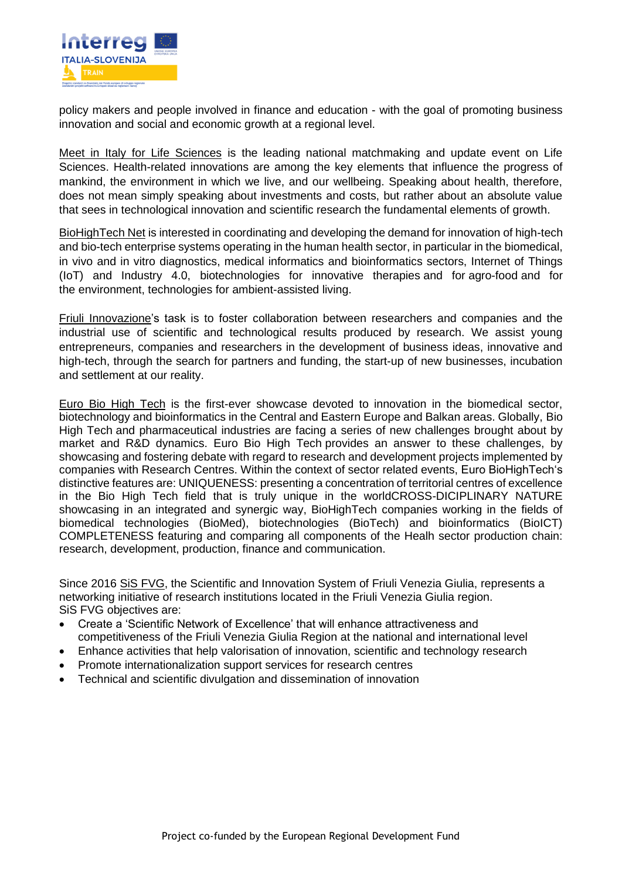policy makers and people involved in finance and education - with the goal of promoting business innovation and social and economic growth at a regional level.

Meet in Italy for Life Sciences is the leading national matchmaking and update event on Life Sciences. Health-related innovations are among the key elements that influence the progress of mankind, the environment in which we live, and our wellbeing. Speaking about health, therefore, does not mean simply speaking about investments and costs, but rather about an absolute value that sees in technological innovation and scientific research the fundamental elements of growth.

BioHighTech Net is interested in coordinating and developing the demand for innovation of high-tech and bio-tech enterprise systems operating in the human health sector, in particular in the biomedical, in vivo and in vitro diagnostics, medical informatics and bioinformatics sectors, Internet of Things (IoT) and Industry 4.0, biotechnologies for innovative therapies and for agro-food and for the environment, technologies for ambient-assisted living.

Friuli Innovazione's task is to foster collaboration between researchers and companies and the industrial use of scientific and technological results produced by research. We assist young entrepreneurs, companies and researchers in the development of business ideas, innovative and high-tech, through the search for partners and funding, the start-up of new businesses, incubation and settlement at our reality.

Euro Bio High Tech is the first-ever showcase devoted to innovation in the biomedical sector, biotechnology and bioinformatics in the Central and Eastern Europe and Balkan areas. Globally, Bio High Tech and pharmaceutical industries are facing a series of new challenges brought about by market and R&D dynamics. Euro Bio High Tech provides an answer to these challenges, by showcasing and fostering debate with regard to research and development projects implemented by companies with Research Centres. Within the context of sector related events, Euro BioHighTech's distinctive features are: UNIQUENESS: presenting a concentration of territorial centres of excellence in the Bio High Tech field that is truly unique in the worldCROSS-DICIPLINARY NATURE showcasing in an integrated and synergic way, BioHighTech companies working in the fields of biomedical technologies (BioMed), biotechnologies (BioTech) and bioinformatics (BioICT) COMPLETENESS featuring and comparing all components of the Healh sector production chain: research, development, production, finance and communication.

Since 2016 SiS FVG, the Scientific and Innovation System of Friuli Venezia Giulia, represents a networking initiative of research institutions located in the Friuli Venezia Giulia region.
SiS FVG objectives are:

- Create a 'Scientific Network of Excellence' that will enhance attractiveness and competitiveness of the Friuli Venezia Giulia Region at the national and international level
- Enhance activities that help valorisation of innovation, scientific and technology research
- Promote internationalization support services for research centres
- Technical and scientific divulgation and dissemination of innovation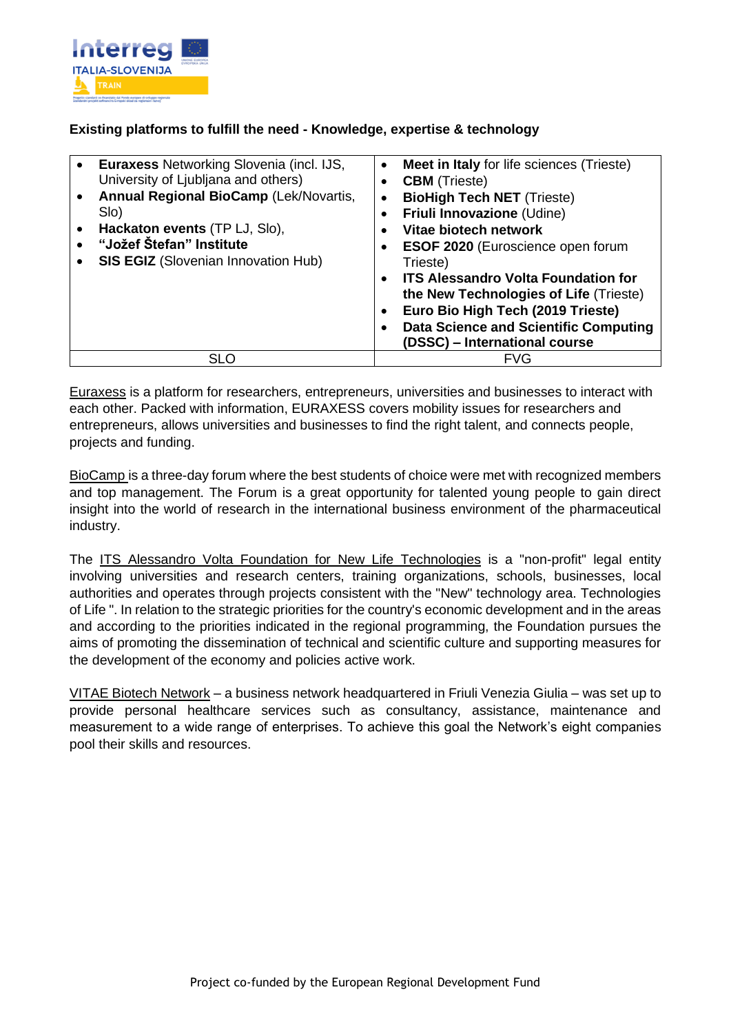**Existing platforms to fulfill the need - Knowledge, expertise & technology**

| SLO | FVG |
|---|---|
| • **Euraxess** Networking Slovenia (incl. IJS, University of Ljubljana and others)<br>• **Annual Regional BioCamp** (Lek/Novartis, Slo)<br>• **Hackaton events** (TP LJ, Slo),<br>• **"Jožef Štefan" Institute**<br>• **SIS EGIZ** (Slovenian Innovation Hub) | • **Meet in Italy** for life sciences (Trieste)<br>• **CBM** (Trieste)<br>• **BioHigh Tech NET** (Trieste)<br>• **Friuli Innovazione** (Udine)<br>• **Vitae biotech network**<br>• **ESOF 2020** (Euroscience open forum Trieste)<br>• **ITS Alessandro Volta Foundation for the New Technologies of Life** (Trieste)<br>• **Euro Bio High Tech (2019 Trieste)**<br>• **Data Science and Scientific Computing (DSSC) – International course** |

Euraxess is a platform for researchers, entrepreneurs, universities and businesses to interact with each other. Packed with information, EURAXESS covers mobility issues for researchers and entrepreneurs, allows universities and businesses to find the right talent, and connects people, projects and funding.

BioCamp is a three-day forum where the best students of choice were met with recognized members and top management. The Forum is a great opportunity for talented young people to gain direct insight into the world of research in the international business environment of the pharmaceutical industry.

The ITS Alessandro Volta Foundation for New Life Technologies is a "non-profit" legal entity involving universities and research centers, training organizations, schools, businesses, local authorities and operates through projects consistent with the "New" technology area. Technologies of Life ". In relation to the strategic priorities for the country's economic development and in the areas and according to the priorities indicated in the regional programming, the Foundation pursues the aims of promoting the dissemination of technical and scientific culture and supporting measures for the development of the economy and policies active work.

VITAE Biotech Network – a business network headquartered in Friuli Venezia Giulia – was set up to provide personal healthcare services such as consultancy, assistance, maintenance and measurement to a wide range of enterprises. To achieve this goal the Network's eight companies pool their skills and resources.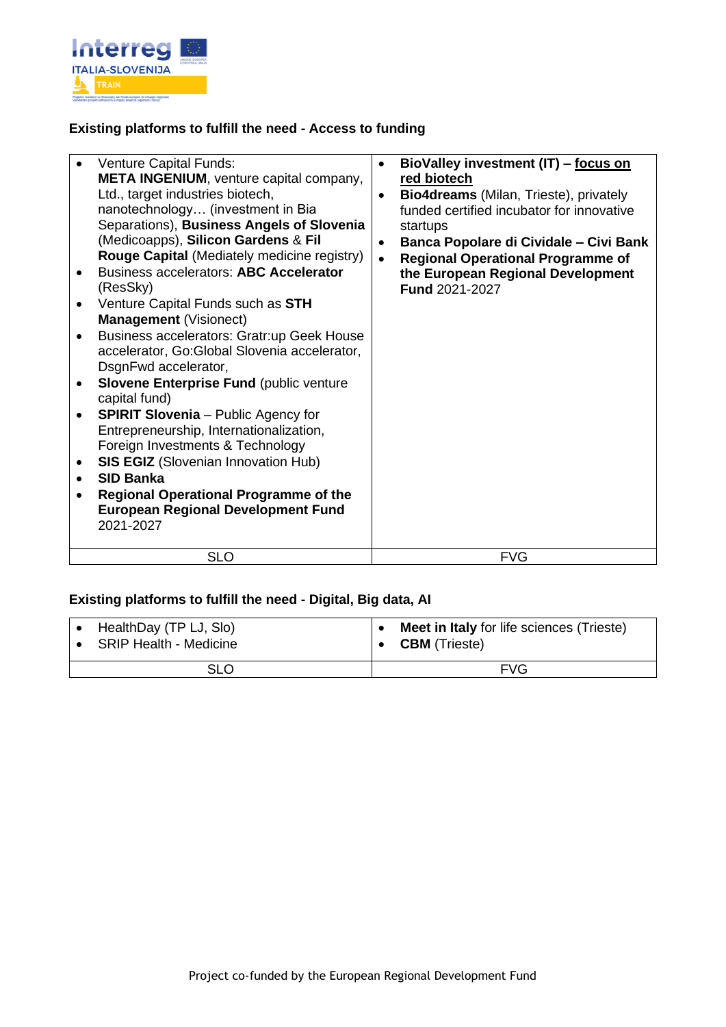**Existing platforms to fulfill the need - Access to funding**

| SLO | FVG |
|---|---|
| • Venture Capital Funds: **META INGENIUM**, venture capital company, Ltd., target industries biotech, nanotechnology… (investment in Bia Separations), **Business Angels of Slovenia** (Medicoapps), **Silicon Gardens** & **Fil Rouge Capital** (Mediately medicine registry)<br>• Business accelerators: **ABC Accelerator** (ResSky)<br>• Venture Capital Funds such as **STH Management** (Visionect)<br>• Business accelerators: Gratr:up Geek House accelerator, Go:Global Slovenia accelerator, DsgnFwd accelerator,<br>• **Slovene Enterprise Fund** (public venture capital fund)<br>• **SPIRIT Slovenia** – Public Agency for Entrepreneurship, Internationalization, Foreign Investments & Technology<br>• **SIS EGIZ** (Slovenian Innovation Hub)<br>• **SID Banka**<br>• **Regional Operational Programme of the European Regional Development Fund** 2021-2027 | • **BioValley investment (IT) – focus on red biotech**<br>• **Bio4dreams** (Milan, Trieste), privately funded certified incubator for innovative startups<br>• **Banca Popolare di Cividale – Civi Bank**<br>• **Regional Operational Programme of the European Regional Development Fund** 2021-2027 |

**Existing platforms to fulfill the need - Digital, Big data, AI**

| SLO | FVG |
|---|---|
| • HealthDay (TP LJ, Slo)<br>• SRIP Health - Medicine | • **Meet in Italy** for life sciences (Trieste)<br>• **CBM** (Trieste) |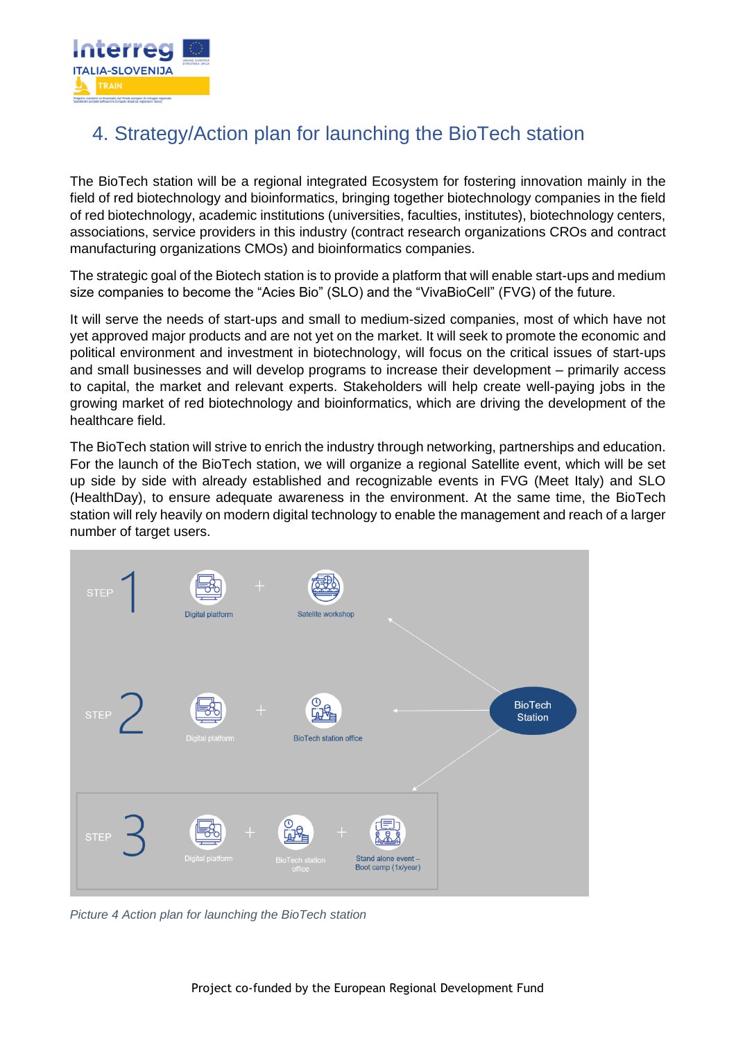## 4. Strategy/Action plan for launching the BioTech station

The BioTech station will be a regional integrated Ecosystem for fostering innovation mainly in the field of red biotechnology and bioinformatics, bringing together biotechnology companies in the field of red biotechnology, academic institutions (universities, faculties, institutes), biotechnology centers, associations, service providers in this industry (contract research organizations CROs and contract manufacturing organizations CMOs) and bioinformatics companies.

The strategic goal of the Biotech station is to provide a platform that will enable start-ups and medium size companies to become the "Acies Bio" (SLO) and the "VivaBioCell" (FVG) of the future.

It will serve the needs of start-ups and small to medium-sized companies, most of which have not yet approved major products and are not yet on the market. It will seek to promote the economic and political environment and investment in biotechnology, will focus on the critical issues of start-ups and small businesses and will develop programs to increase their development – primarily access to capital, the market and relevant experts. Stakeholders will help create well-paying jobs in the growing market of red biotechnology and bioinformatics, which are driving the development of the healthcare field.

The BioTech station will strive to enrich the industry through networking, partnerships and education. For the launch of the BioTech station, we will organize a regional Satellite event, which will be set up side by side with already established and recognizable events in FVG (Meet Italy) and SLO (HealthDay), to ensure adequate awareness in the environment. At the same time, the BioTech station will rely heavily on modern digital technology to enable the management and reach of a larger number of target users.

STEP 1: Digital platform + Satellite workshop

STEP 2: Digital platform + BioTech station office

STEP 3: Digital platform + BioTech station office + Stand alone event – Boot camp (1x/year)

BioTech Station

*Picture 4 Action plan for launching the BioTech station*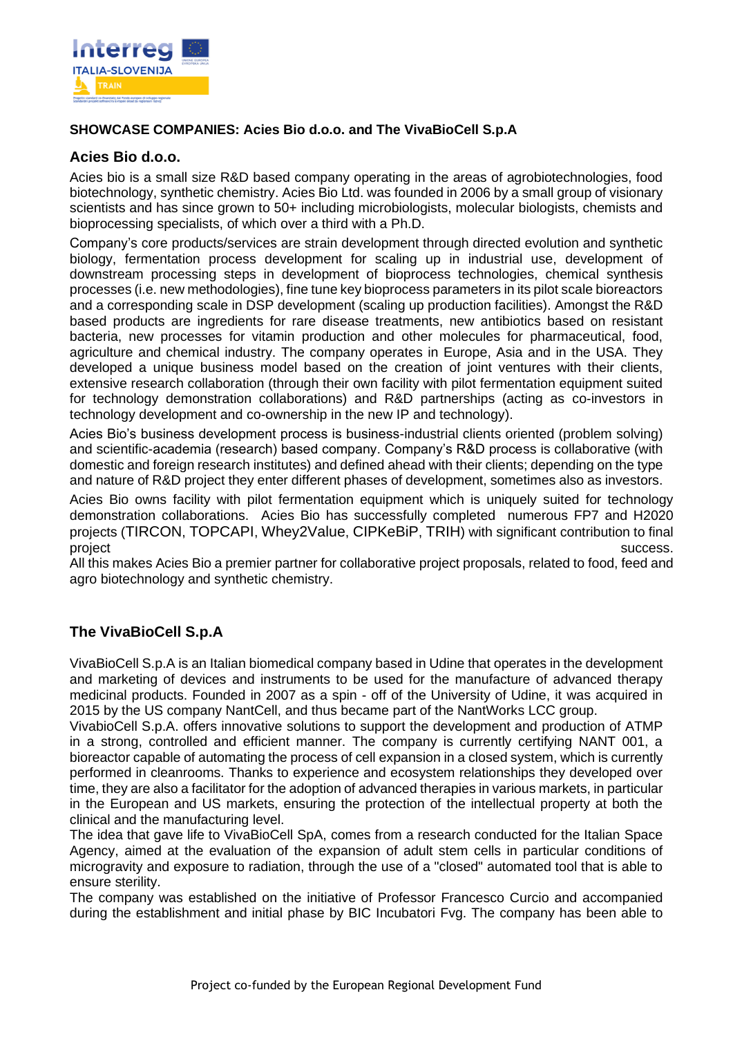**SHOWCASE COMPANIES: Acies Bio d.o.o. and The VivaBioCell S.p.A**

## Acies Bio d.o.o.

Acies bio is a small size R&D based company operating in the areas of agrobiotechnologies, food biotechnology, synthetic chemistry. Acies Bio Ltd. was founded in 2006 by a small group of visionary scientists and has since grown to 50+ including microbiologists, molecular biologists, chemists and bioprocessing specialists, of which over a third with a Ph.D.

Company's core products/services are strain development through directed evolution and synthetic biology, fermentation process development for scaling up in industrial use, development of downstream processing steps in development of bioprocess technologies, chemical synthesis processes (i.e. new methodologies), fine tune key bioprocess parameters in its pilot scale bioreactors and a corresponding scale in DSP development (scaling up production facilities). Amongst the R&D based products are ingredients for rare disease treatments, new antibiotics based on resistant bacteria, new processes for vitamin production and other molecules for pharmaceutical, food, agriculture and chemical industry. The company operates in Europe, Asia and in the USA. They developed a unique business model based on the creation of joint ventures with their clients, extensive research collaboration (through their own facility with pilot fermentation equipment suited for technology demonstration collaborations) and R&D partnerships (acting as co-investors in technology development and co-ownership in the new IP and technology).

Acies Bio's business development process is business-industrial clients oriented (problem solving) and scientific-academia (research) based company. Company's R&D process is collaborative (with domestic and foreign research institutes) and defined ahead with their clients; depending on the type and nature of R&D project they enter different phases of development, sometimes also as investors.

Acies Bio owns facility with pilot fermentation equipment which is uniquely suited for technology demonstration collaborations. Acies Bio has successfully completed numerous FP7 and H2020 projects (TIRCON, TOPCAPI, Whey2Value, CIPKeBiP, TRIH) with significant contribution to final project success.
All this makes Acies Bio a premier partner for collaborative project proposals, related to food, feed and agro biotechnology and synthetic chemistry.

## The VivaBioCell S.p.A

VivaBioCell S.p.A is an Italian biomedical company based in Udine that operates in the development and marketing of devices and instruments to be used for the manufacture of advanced therapy medicinal products. Founded in 2007 as a spin - off of the University of Udine, it was acquired in 2015 by the US company NantCell, and thus became part of the NantWorks LCC group.
VivabioCell S.p.A. offers innovative solutions to support the development and production of ATMP in a strong, controlled and efficient manner. The company is currently certifying NANT 001, a bioreactor capable of automating the process of cell expansion in a closed system, which is currently performed in cleanrooms. Thanks to experience and ecosystem relationships they developed over time, they are also a facilitator for the adoption of advanced therapies in various markets, in particular in the European and US markets, ensuring the protection of the intellectual property at both the clinical and the manufacturing level.
The idea that gave life to VivaBioCell SpA, comes from a research conducted for the Italian Space Agency, aimed at the evaluation of the expansion of adult stem cells in particular conditions of microgravity and exposure to radiation, through the use of a "closed" automated tool that is able to ensure sterility.
The company was established on the initiative of Professor Francesco Curcio and accompanied during the establishment and initial phase by BIC Incubatori Fvg. The company has been able to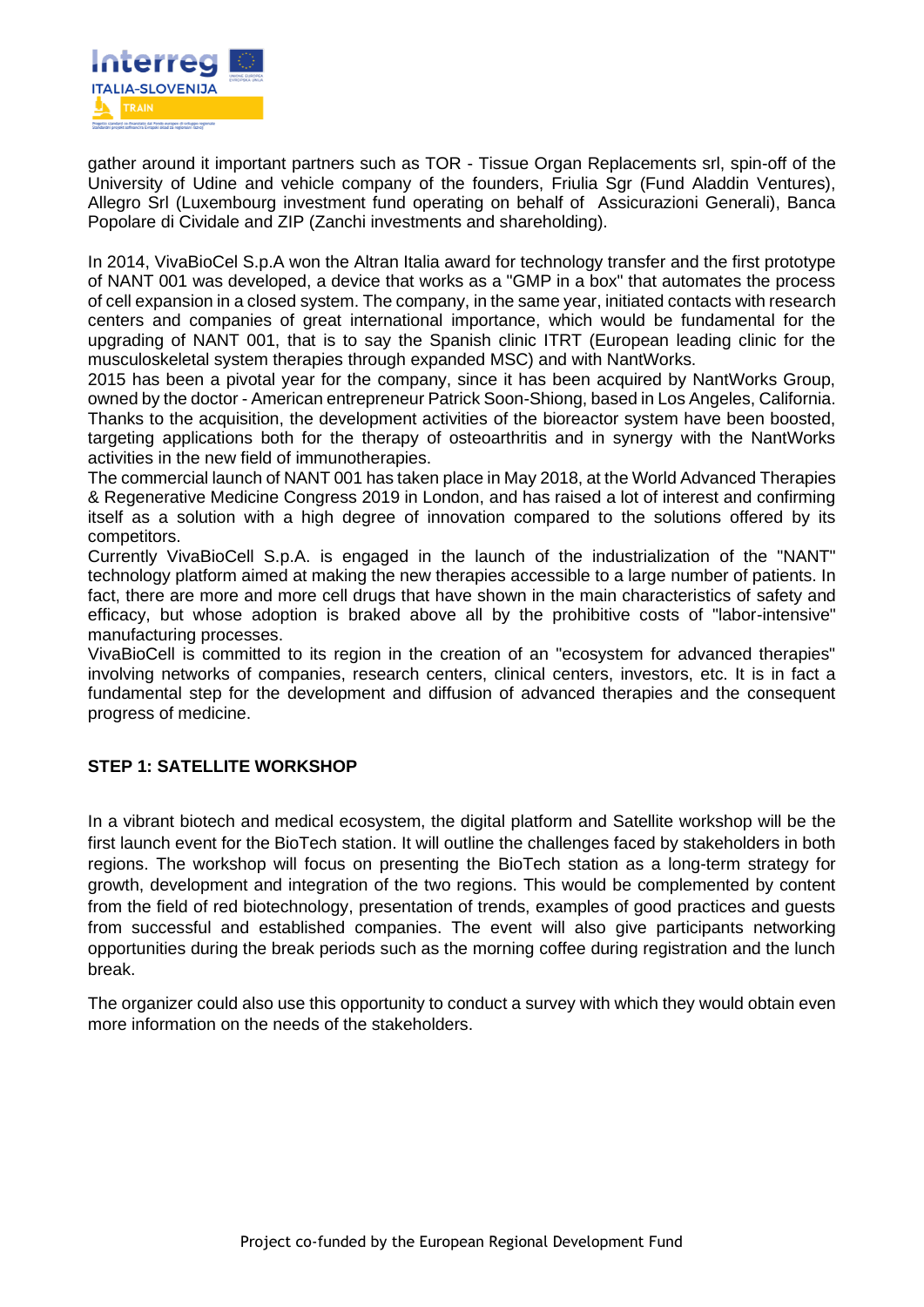gather around it important partners such as TOR - Tissue Organ Replacements srl, spin-off of the University of Udine and vehicle company of the founders, Friulia Sgr (Fund Aladdin Ventures), Allegro Srl (Luxembourg investment fund operating on behalf of Assicurazioni Generali), Banca Popolare di Cividale and ZIP (Zanchi investments and shareholding).

In 2014, VivaBioCel S.p.A won the Altran Italia award for technology transfer and the first prototype of NANT 001 was developed, a device that works as a "GMP in a box" that automates the process of cell expansion in a closed system. The company, in the same year, initiated contacts with research centers and companies of great international importance, which would be fundamental for the upgrading of NANT 001, that is to say the Spanish clinic ITRT (European leading clinic for the musculoskeletal system therapies through expanded MSC) and with NantWorks.
2015 has been a pivotal year for the company, since it has been acquired by NantWorks Group, owned by the doctor - American entrepreneur Patrick Soon-Shiong, based in Los Angeles, California. Thanks to the acquisition, the development activities of the bioreactor system have been boosted, targeting applications both for the therapy of osteoarthritis and in synergy with the NantWorks activities in the new field of immunotherapies.
The commercial launch of NANT 001 has taken place in May 2018, at the World Advanced Therapies & Regenerative Medicine Congress 2019 in London, and has raised a lot of interest and confirming itself as a solution with a high degree of innovation compared to the solutions offered by its competitors.
Currently VivaBioCell S.p.A. is engaged in the launch of the industrialization of the "NANT" technology platform aimed at making the new therapies accessible to a large number of patients. In fact, there are more and more cell drugs that have shown in the main characteristics of safety and efficacy, but whose adoption is braked above all by the prohibitive costs of "labor-intensive" manufacturing processes.
VivaBioCell is committed to its region in the creation of an "ecosystem for advanced therapies" involving networks of companies, research centers, clinical centers, investors, etc. It is in fact a fundamental step for the development and diffusion of advanced therapies and the consequent progress of medicine.

## STEP 1: SATELLITE WORKSHOP

In a vibrant biotech and medical ecosystem, the digital platform and Satellite workshop will be the first launch event for the BioTech station. It will outline the challenges faced by stakeholders in both regions. The workshop will focus on presenting the BioTech station as a long-term strategy for growth, development and integration of the two regions. This would be complemented by content from the field of red biotechnology, presentation of trends, examples of good practices and guests from successful and established companies. The event will also give participants networking opportunities during the break periods such as the morning coffee during registration and the lunch break.

The organizer could also use this opportunity to conduct a survey with which they would obtain even more information on the needs of the stakeholders.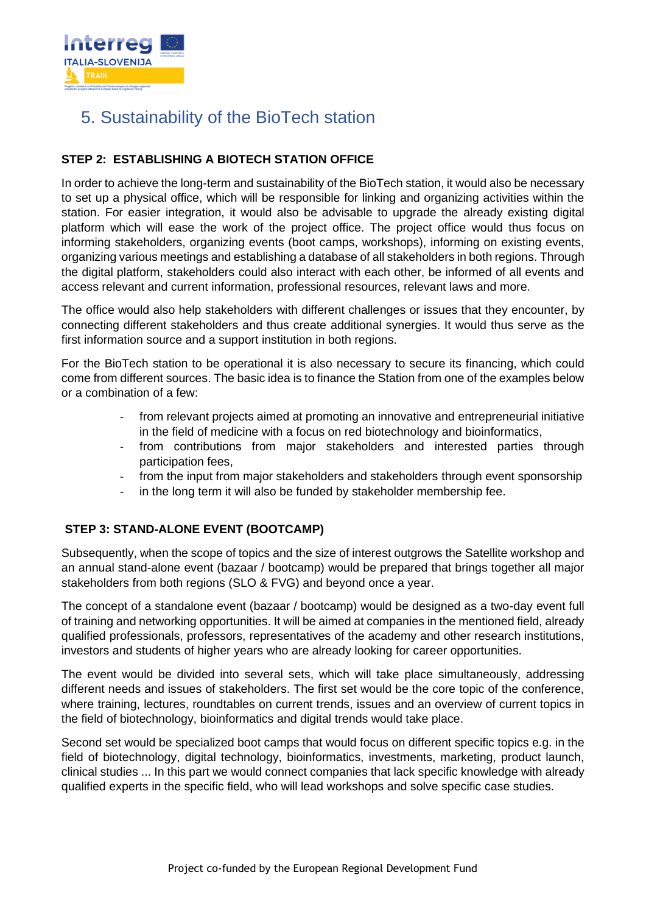# 5. Sustainability of the BioTech station

**STEP 2: ESTABLISHING A BIOTECH STATION OFFICE**

In order to achieve the long-term and sustainability of the BioTech station, it would also be necessary to set up a physical office, which will be responsible for linking and organizing activities within the station. For easier integration, it would also be advisable to upgrade the already existing digital platform which will ease the work of the project office. The project office would thus focus on informing stakeholders, organizing events (boot camps, workshops), informing on existing events, organizing various meetings and establishing a database of all stakeholders in both regions. Through the digital platform, stakeholders could also interact with each other, be informed of all events and access relevant and current information, professional resources, relevant laws and more.

The office would also help stakeholders with different challenges or issues that they encounter, by connecting different stakeholders and thus create additional synergies. It would thus serve as the first information source and a support institution in both regions.

For the BioTech station to be operational it is also necessary to secure its financing, which could come from different sources. The basic idea is to finance the Station from one of the examples below or a combination of a few:

- from relevant projects aimed at promoting an innovative and entrepreneurial initiative in the field of medicine with a focus on red biotechnology and bioinformatics,
- from contributions from major stakeholders and interested parties through participation fees,
- from the input from major stakeholders and stakeholders through event sponsorship
- in the long term it will also be funded by stakeholder membership fee.

**STEP 3: STAND-ALONE EVENT (BOOTCAMP)**

Subsequently, when the scope of topics and the size of interest outgrows the Satellite workshop and an annual stand-alone event (bazaar / bootcamp) would be prepared that brings together all major stakeholders from both regions (SLO & FVG) and beyond once a year.

The concept of a standalone event (bazaar / bootcamp) would be designed as a two-day event full of training and networking opportunities. It will be aimed at companies in the mentioned field, already qualified professionals, professors, representatives of the academy and other research institutions, investors and students of higher years who are already looking for career opportunities.

The event would be divided into several sets, which will take place simultaneously, addressing different needs and issues of stakeholders. The first set would be the core topic of the conference, where training, lectures, roundtables on current trends, issues and an overview of current topics in the field of biotechnology, bioinformatics and digital trends would take place.

Second set would be specialized boot camps that would focus on different specific topics e.g. in the field of biotechnology, digital technology, bioinformatics, investments, marketing, product launch, clinical studies ... In this part we would connect companies that lack specific knowledge with already qualified experts in the specific field, who will lead workshops and solve specific case studies.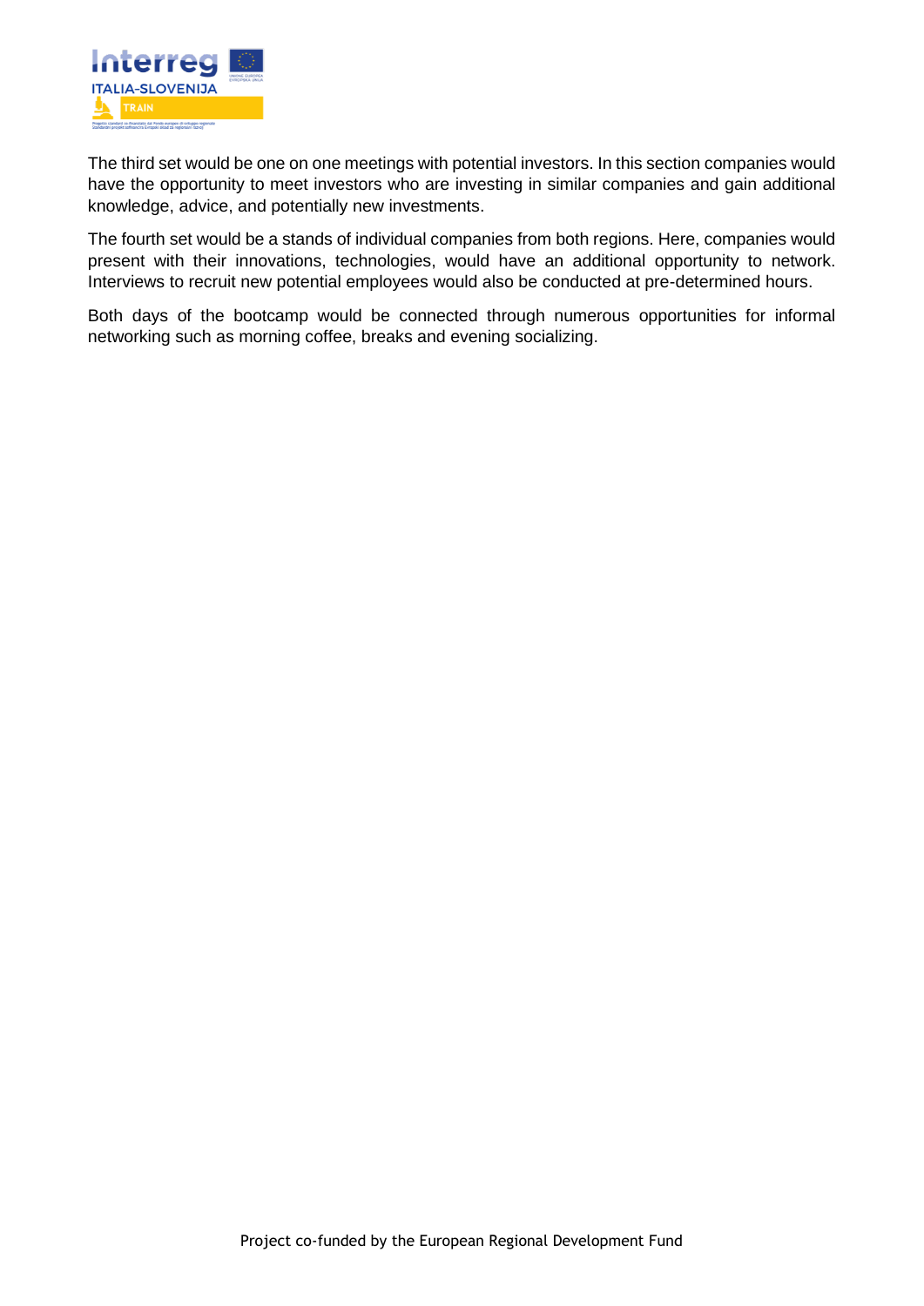The third set would be one on one meetings with potential investors. In this section companies would have the opportunity to meet investors who are investing in similar companies and gain additional knowledge, advice, and potentially new investments.

The fourth set would be a stands of individual companies from both regions. Here, companies would present with their innovations, technologies, would have an additional opportunity to network. Interviews to recruit new potential employees would also be conducted at pre-determined hours.

Both days of the bootcamp would be connected through numerous opportunities for informal networking such as morning coffee, breaks and evening socializing.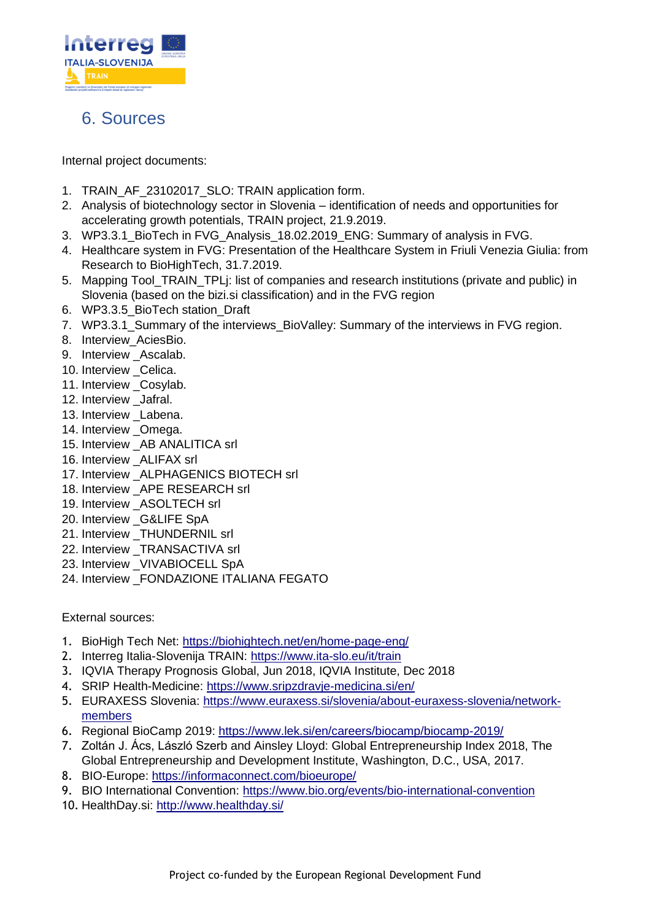## 6. Sources

Internal project documents:

1. TRAIN_AF_23102017_SLO: TRAIN application form.
2. Analysis of biotechnology sector in Slovenia – identification of needs and opportunities for accelerating growth potentials, TRAIN project, 21.9.2019.
3. WP3.3.1_BioTech in FVG_Analysis_18.02.2019_ENG: Summary of analysis in FVG.
4. Healthcare system in FVG: Presentation of the Healthcare System in Friuli Venezia Giulia: from Research to BioHighTech, 31.7.2019.
5. Mapping Tool_TRAIN_TPLj: list of companies and research institutions (private and public) in Slovenia (based on the bizi.si classification) and in the FVG region
6. WP3.3.5_BioTech station_Draft
7. WP3.3.1_Summary of the interviews_BioValley: Summary of the interviews in FVG region.
8. Interview_AciesBio.
9. Interview _Ascalab.
10. Interview _Celica.
11. Interview _Cosylab.
12. Interview _Jafral.
13. Interview _Labena.
14. Interview _Omega.
15. Interview _AB ANALITICA srl
16. Interview _ALIFAX srl
17. Interview _ALPHAGENICS BIOTECH srl
18. Interview _APE RESEARCH srl
19. Interview _ASOLTECH srl
20. Interview _G&LIFE SpA
21. Interview _THUNDERNIL srl
22. Interview _TRANSACTIVA srl
23. Interview _VIVABIOCELL SpA
24. Interview _FONDAZIONE ITALIANA FEGATO

External sources:

1. BioHigh Tech Net: https://biohightech.net/en/home-page-eng/
2. Interreg Italia-Slovenija TRAIN: https://www.ita-slo.eu/it/train
3. IQVIA Therapy Prognosis Global, Jun 2018, IQVIA Institute, Dec 2018
4. SRIP Health-Medicine: https://www.sripzdravje-medicina.si/en/
5. EURAXESS Slovenia: https://www.euraxess.si/slovenia/about-euraxess-slovenia/network-members
6. Regional BioCamp 2019: https://www.lek.si/en/careers/biocamp/biocamp-2019/
7. Zoltán J. Ács, László Szerb and Ainsley Lloyd: Global Entrepreneurship Index 2018, The Global Entrepreneurship and Development Institute, Washington, D.C., USA, 2017.
8. BIO-Europe: https://informaconnect.com/bioeurope/
9. BIO International Convention: https://www.bio.org/events/bio-international-convention
10. HealthDay.si: http://www.healthday.si/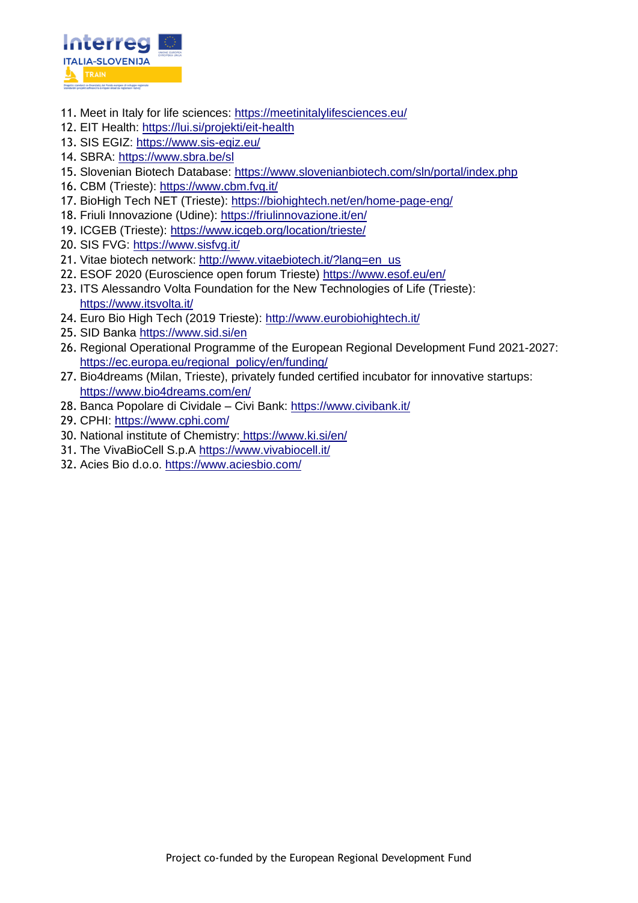11. Meet in Italy for life sciences: https://meetinitalylifesciences.eu/
12. EIT Health: https://lui.si/projekti/eit-health
13. SIS EGIZ: https://www.sis-egiz.eu/
14. SBRA: https://www.sbra.be/sl
15. Slovenian Biotech Database: https://www.slovenianbiotech.com/sln/portal/index.php
16. CBM (Trieste): https://www.cbm.fvg.it/
17. BioHigh Tech NET (Trieste): https://biohightech.net/en/home-page-eng/
18. Friuli Innovazione (Udine): https://friulinnovazione.it/en/
19. ICGEB (Trieste): https://www.icgeb.org/location/trieste/
20. SIS FVG: https://www.sisfvg.it/
21. Vitae biotech network: http://www.vitaebiotech.it/?lang=en_us
22. ESOF 2020 (Euroscience open forum Trieste) https://www.esof.eu/en/
23. ITS Alessandro Volta Foundation for the New Technologies of Life (Trieste): https://www.itsvolta.it/
24. Euro Bio High Tech (2019 Trieste): http://www.eurobiohightech.it/
25. SID Banka https://www.sid.si/en
26. Regional Operational Programme of the European Regional Development Fund 2021-2027: https://ec.europa.eu/regional_policy/en/funding/
27. Bio4dreams (Milan, Trieste), privately funded certified incubator for innovative startups: https://www.bio4dreams.com/en/
28. Banca Popolare di Cividale – Civi Bank: https://www.civibank.it/
29. CPHI: https://www.cphi.com/
30. National institute of Chemistry: https://www.ki.si/en/
31. The VivaBioCell S.p.A https://www.vivabiocell.it/
32. Acies Bio d.o.o. https://www.aciesbio.com/